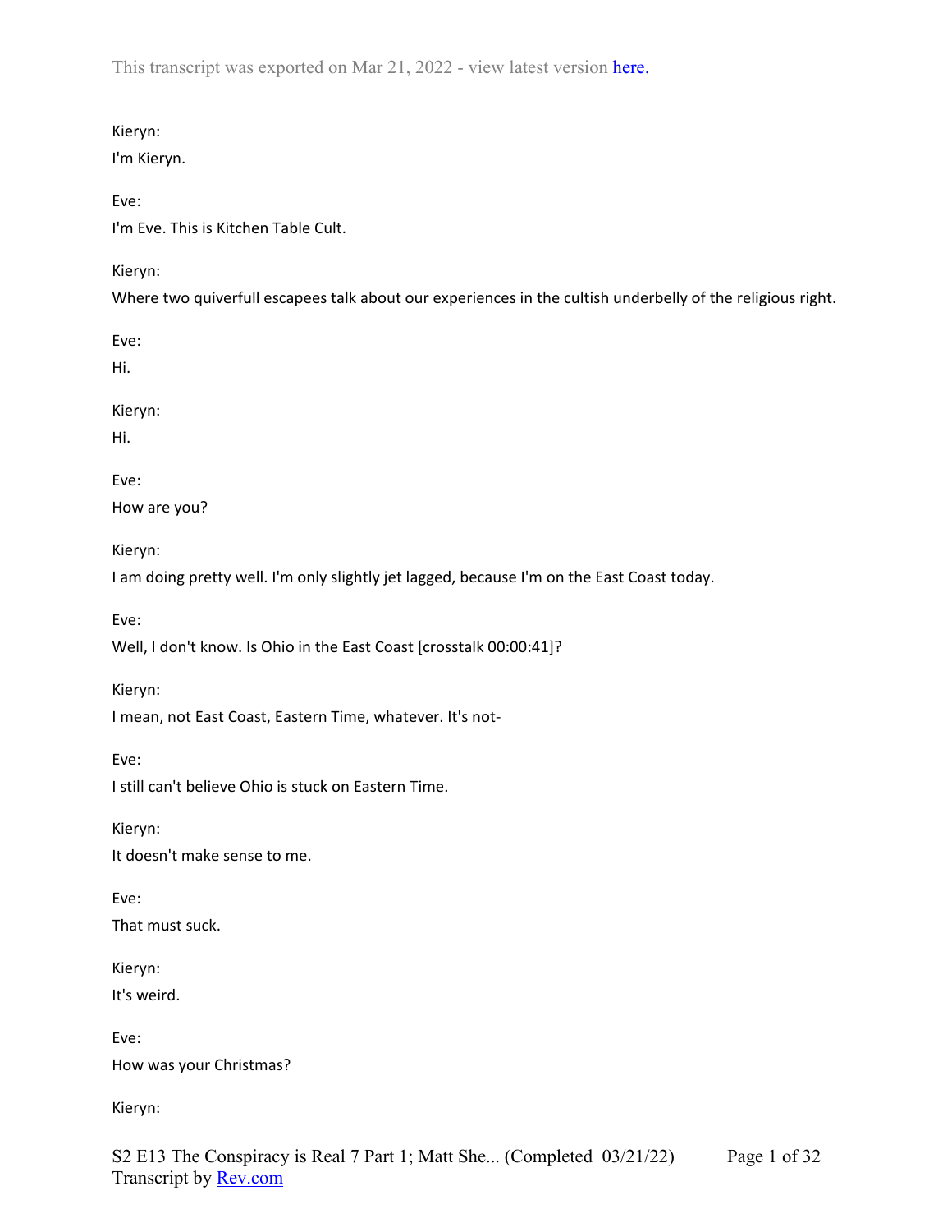This transcript was exported on Mar 21, 2022 - view latest version here.

Kieryn:

I'm Kieryn.

Eve:

I'm Eve. This is Kitchen Table Cult.

Kieryn:

Where two quiverfull escapees talk about our experiences in the cultish underbelly of the religious right.

Eve:

Hi.

Kieryn:

Hi.

Eve:

How are you?

Kieryn:

I am doing pretty well. I'm only slightly jet lagged, because I'm on the East Coast today.

Eve:

Well, I don't know. Is Ohio in the East Coast [crosstalk 00:00:41]?

Kieryn:

I mean, not East Coast, Eastern Time, whatever. It's not-

Eve:

I still can't believe Ohio is stuck on Eastern Time.

Kieryn:

It doesn't make sense to me.

Eve:

That must suck.

Kieryn:

It's weird.

Eve:

How was your Christmas?

Kieryn: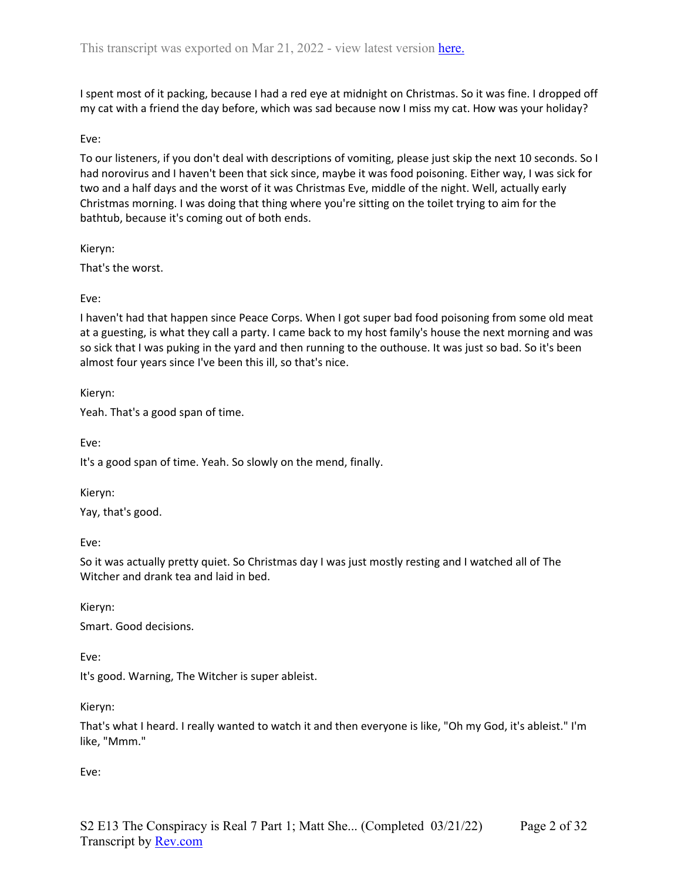I spent most of it packing, because I had a red eye at midnight on Christmas. So it was fine. I dropped off my cat with a friend the day before, which was sad because now I miss my cat. How was your holiday?

Eve:

To our listeners, if you don't deal with descriptions of vomiting, please just skip the next 10 seconds. So I had norovirus and I haven't been that sick since, maybe it was food poisoning. Either way, I was sick for two and a half days and the worst of it was Christmas Eve, middle of the night. Well, actually early Christmas morning. I was doing that thing where you're sitting on the toilet trying to aim for the bathtub, because it's coming out of both ends.

Kieryn:

That's the worst.

Eve:

I haven't had that happen since Peace Corps. When I got super bad food poisoning from some old meat at a guesting, is what they call a party. I came back to my host family's house the next morning and was so sick that I was puking in the yard and then running to the outhouse. It was just so bad. So it's been almost four years since I've been this ill, so that's nice.

Kieryn:

Yeah. That's a good span of time.

Eve:

It's a good span of time. Yeah. So slowly on the mend, finally.

Kieryn:

Yay, that's good.

Eve:

So it was actually pretty quiet. So Christmas day I was just mostly resting and I watched all of The Witcher and drank tea and laid in bed.

Kieryn:

Smart. Good decisions.

Eve:

It's good. Warning, The Witcher is super ableist.

Kieryn:

That's what I heard. I really wanted to watch it and then everyone is like, "Oh my God, it's ableist." I'm like, "Mmm."

Eve: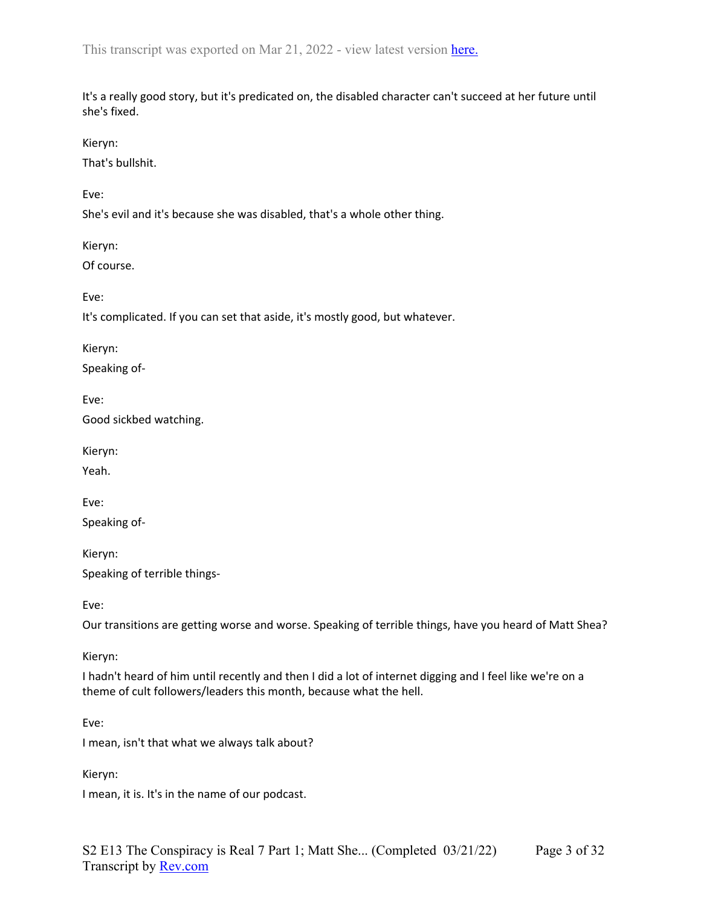It's a really good story, but it's predicated on, the disabled character can't succeed at her future until she's fixed.

Kieryn:

That's bullshit.

Eve:

She's evil and it's because she was disabled, that's a whole other thing.

Kieryn:

Of course.

Eve:

It's complicated. If you can set that aside, it's mostly good, but whatever.

Kieryn:

Speaking of-

Eve:

Good sickbed watching.

Kieryn:

Yeah.

Eve:

Speaking of-

Kieryn:

Speaking of terrible things-

Eve:

Our transitions are getting worse and worse. Speaking of terrible things, have you heard of Matt Shea?

Kieryn:

I hadn't heard of him until recently and then I did a lot of internet digging and I feel like we're on a theme of cult followers/leaders this month, because what the hell.

Eve:

I mean, isn't that what we always talk about?

Kieryn:

I mean, it is. It's in the name of our podcast.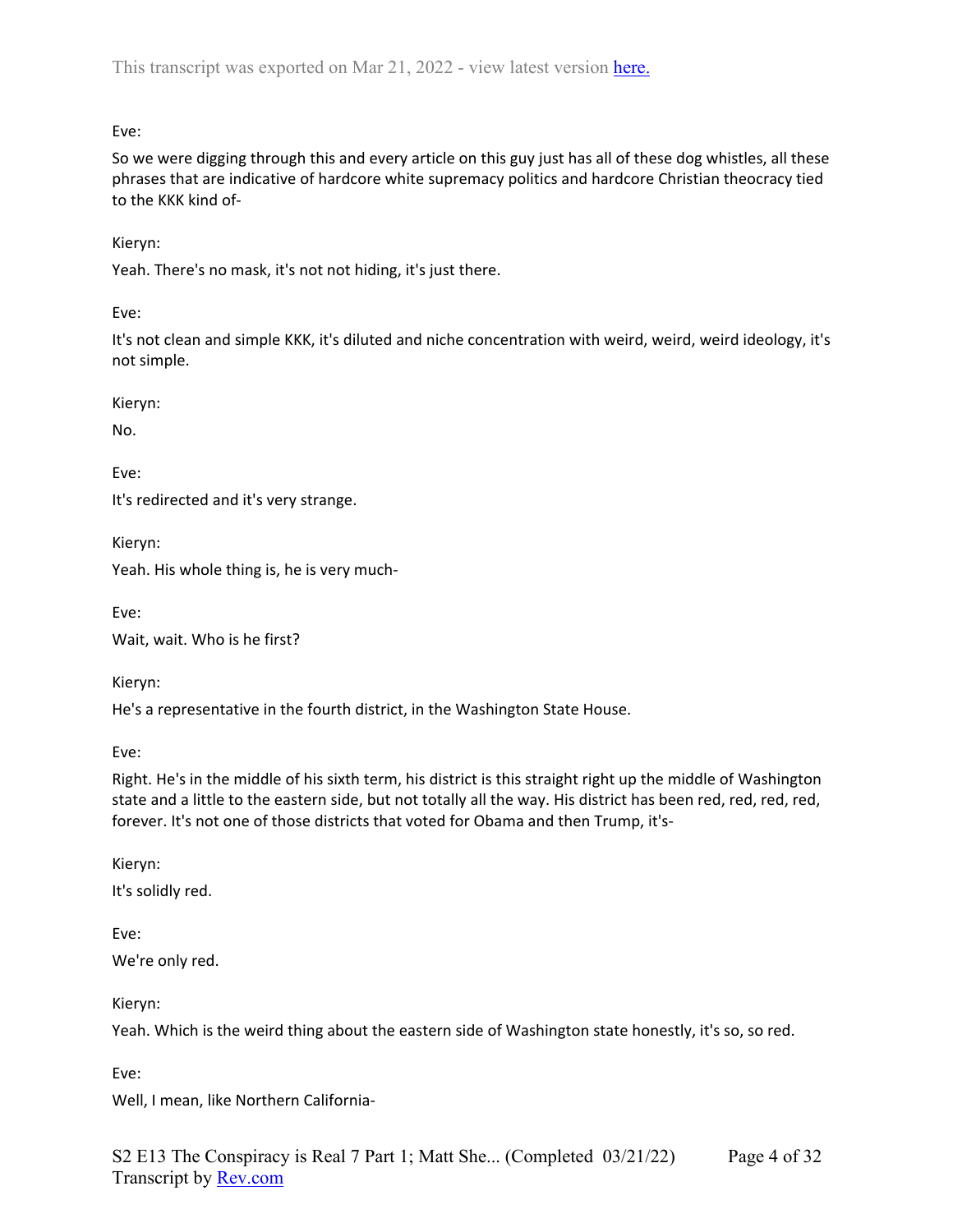Eve:

So we were digging through this and every article on this guy just has all of these dog whistles, all these phrases that are indicative of hardcore white supremacy politics and hardcore Christian theocracy tied to the KKK kind of-

Kieryn:

Yeah. There's no mask, it's not not hiding, it's just there.

Eve:

It's not clean and simple KKK, it's diluted and niche concentration with weird, weird, weird ideology, it's not simple.

Kieryn:

No.

Eve:

It's redirected and it's very strange.

Kieryn:

Yeah. His whole thing is, he is very much-

Eve:

Wait, wait. Who is he first?

Kieryn:

He's a representative in the fourth district, in the Washington State House.

Eve:

Right. He's in the middle of his sixth term, his district is this straight right up the middle of Washington state and a little to the eastern side, but not totally all the way. His district has been red, red, red, red, forever. It's not one of those districts that voted for Obama and then Trump, it's-

Kieryn:

It's solidly red.

Eve:

We're only red.

Kieryn:

Yeah. Which is the weird thing about the eastern side of Washington state honestly, it's so, so red.

Eve:

Well, I mean, like Northern California-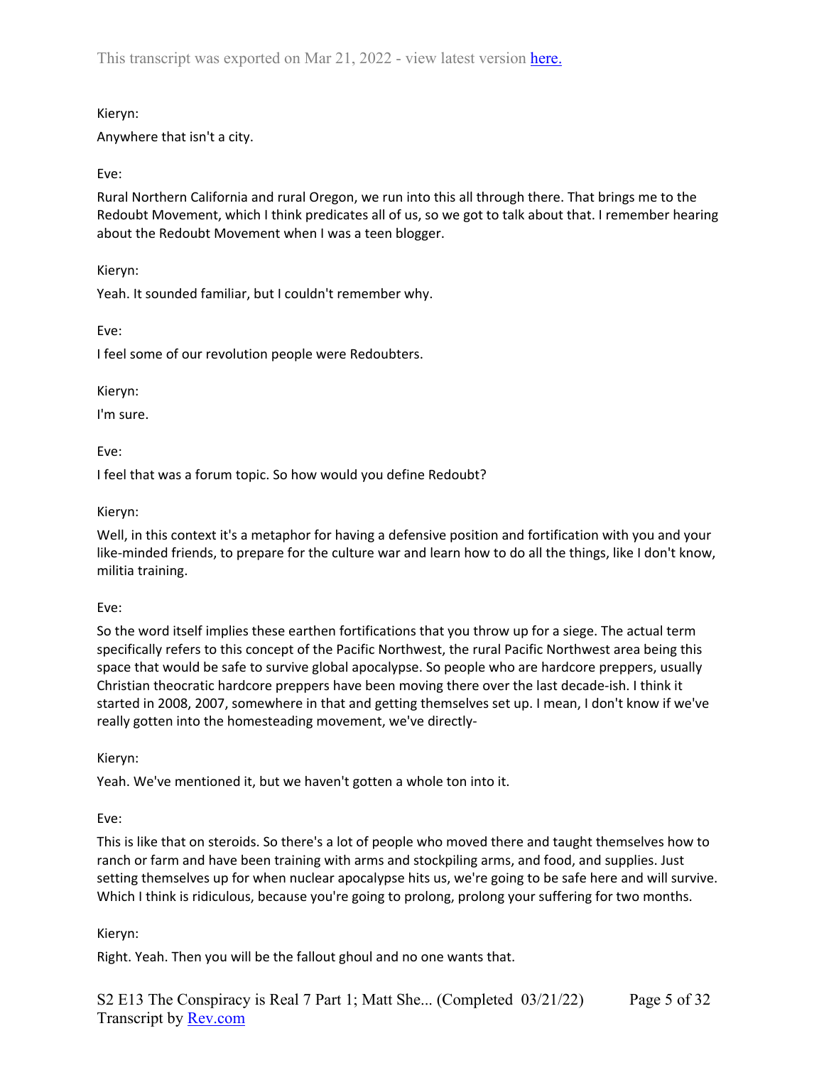Kieryn:

Anywhere that isn't a city.

Eve:

Rural Northern California and rural Oregon, we run into this all through there. That brings me to the Redoubt Movement, which I think predicates all of us, so we got to talk about that. I remember hearing about the Redoubt Movement when I was a teen blogger.

Kieryn:

Yeah. It sounded familiar, but I couldn't remember why.

Eve:

I feel some of our revolution people were Redoubters.

Kieryn:

I'm sure.

Eve:

I feel that was a forum topic. So how would you define Redoubt?

Kieryn:

Well, in this context it's a metaphor for having a defensive position and fortification with you and your like-minded friends, to prepare for the culture war and learn how to do all the things, like I don't know, militia training.

Eve:

So the word itself implies these earthen fortifications that you throw up for a siege. The actual term specifically refers to this concept of the Pacific Northwest, the rural Pacific Northwest area being this space that would be safe to survive global apocalypse. So people who are hardcore preppers, usually Christian theocratic hardcore preppers have been moving there over the last decade-ish. I think it started in 2008, 2007, somewhere in that and getting themselves set up. I mean, I don't know if we've really gotten into the homesteading movement, we've directly-

Kieryn:

Yeah. We've mentioned it, but we haven't gotten a whole ton into it.

Eve:

This is like that on steroids. So there's a lot of people who moved there and taught themselves how to ranch or farm and have been training with arms and stockpiling arms, and food, and supplies. Just setting themselves up for when nuclear apocalypse hits us, we're going to be safe here and will survive. Which I think is ridiculous, because you're going to prolong, prolong your suffering for two months.

Kieryn:

Right. Yeah. Then you will be the fallout ghoul and no one wants that.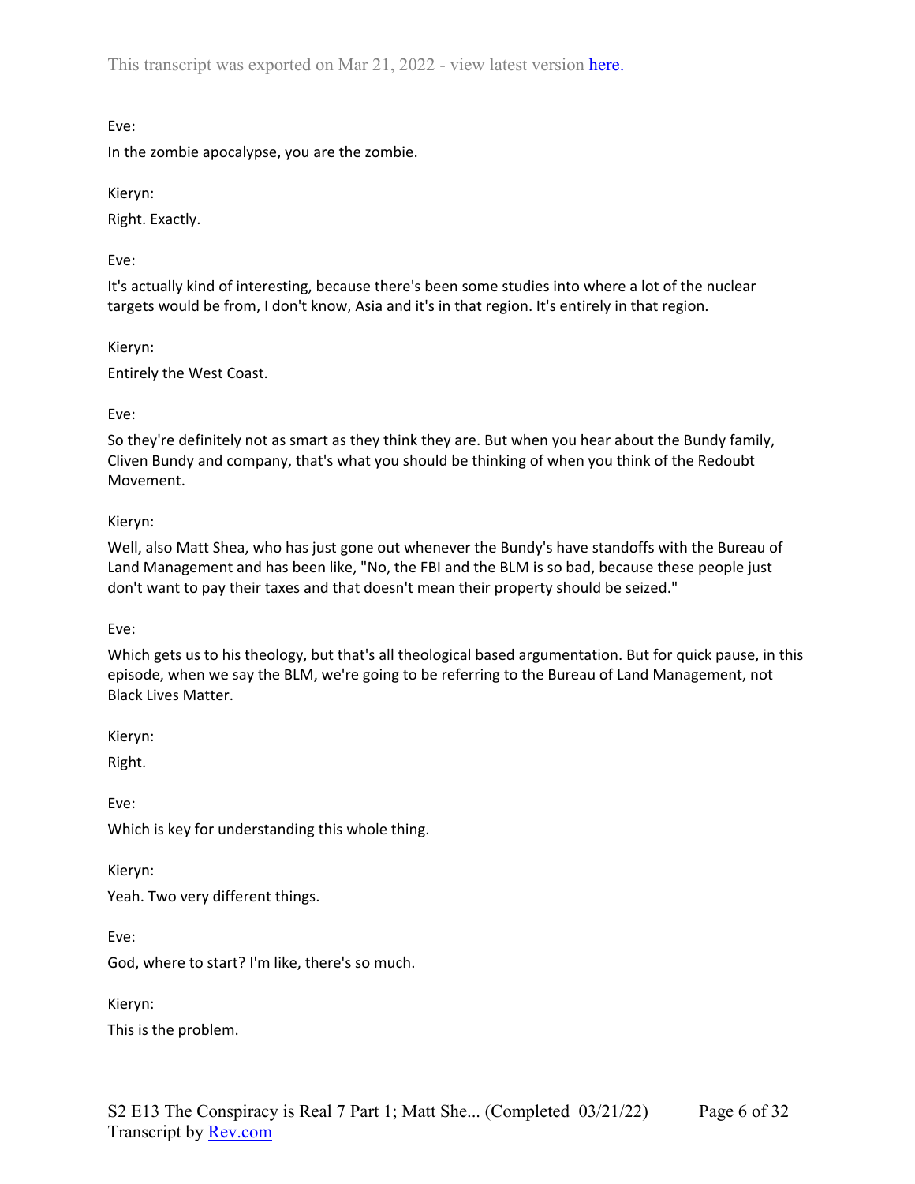Eve:

In the zombie apocalypse, you are the zombie.

Kieryn:

Right. Exactly.

Eve:

It's actually kind of interesting, because there's been some studies into where a lot of the nuclear targets would be from, I don't know, Asia and it's in that region. It's entirely in that region.

Kieryn:

Entirely the West Coast.

Eve:

So they're definitely not as smart as they think they are. But when you hear about the Bundy family, Cliven Bundy and company, that's what you should be thinking of when you think of the Redoubt Movement.

Kieryn:

Well, also Matt Shea, who has just gone out whenever the Bundy's have standoffs with the Bureau of Land Management and has been like, "No, the FBI and the BLM is so bad, because these people just don't want to pay their taxes and that doesn't mean their property should be seized."

Eve:

Which gets us to his theology, but that's all theological based argumentation. But for quick pause, in this episode, when we say the BLM, we're going to be referring to the Bureau of Land Management, not Black Lives Matter.

Kieryn:

Right.

Eve:

Which is key for understanding this whole thing.

Kieryn:

Yeah. Two very different things.

Eve:

God, where to start? I'm like, there's so much.

Kieryn:

This is the problem.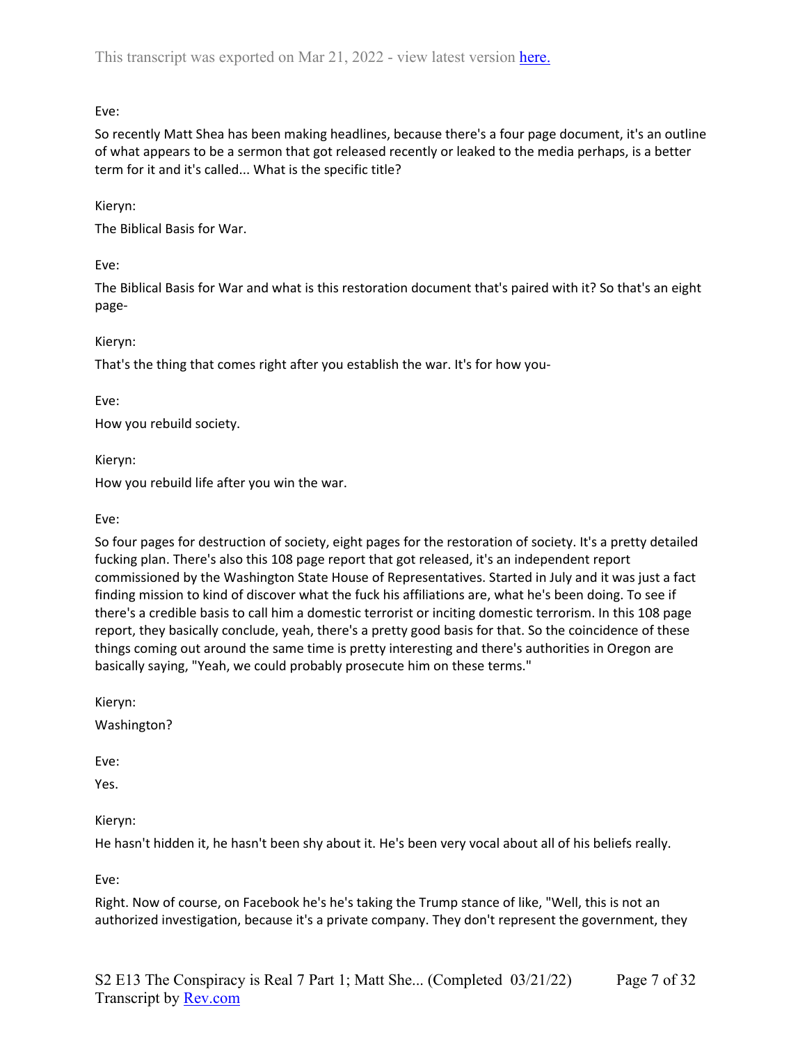Eve:

So recently Matt Shea has been making headlines, because there's a four page document, it's an outline of what appears to be a sermon that got released recently or leaked to the media perhaps, is a better term for it and it's called... What is the specific title?

Kieryn:

The Biblical Basis for War.

Eve:

The Biblical Basis for War and what is this restoration document that's paired with it? So that's an eight page-

Kieryn:

That's the thing that comes right after you establish the war. It's for how you-

Eve:

How you rebuild society.

Kieryn:

How you rebuild life after you win the war.

Eve:

So four pages for destruction of society, eight pages for the restoration of society. It's a pretty detailed fucking plan. There's also this 108 page report that got released, it's an independent report commissioned by the Washington State House of Representatives. Started in July and it was just a fact finding mission to kind of discover what the fuck his affiliations are, what he's been doing. To see if there's a credible basis to call him a domestic terrorist or inciting domestic terrorism. In this 108 page report, they basically conclude, yeah, there's a pretty good basis for that. So the coincidence of these things coming out around the same time is pretty interesting and there's authorities in Oregon are basically saying, "Yeah, we could probably prosecute him on these terms."

Kieryn:

Washington?

Eve:

Yes.

Kieryn:

He hasn't hidden it, he hasn't been shy about it. He's been very vocal about all of his beliefs really.

Eve:

Right. Now of course, on Facebook he's he's taking the Trump stance of like, "Well, this is not an authorized investigation, because it's a private company. They don't represent the government, they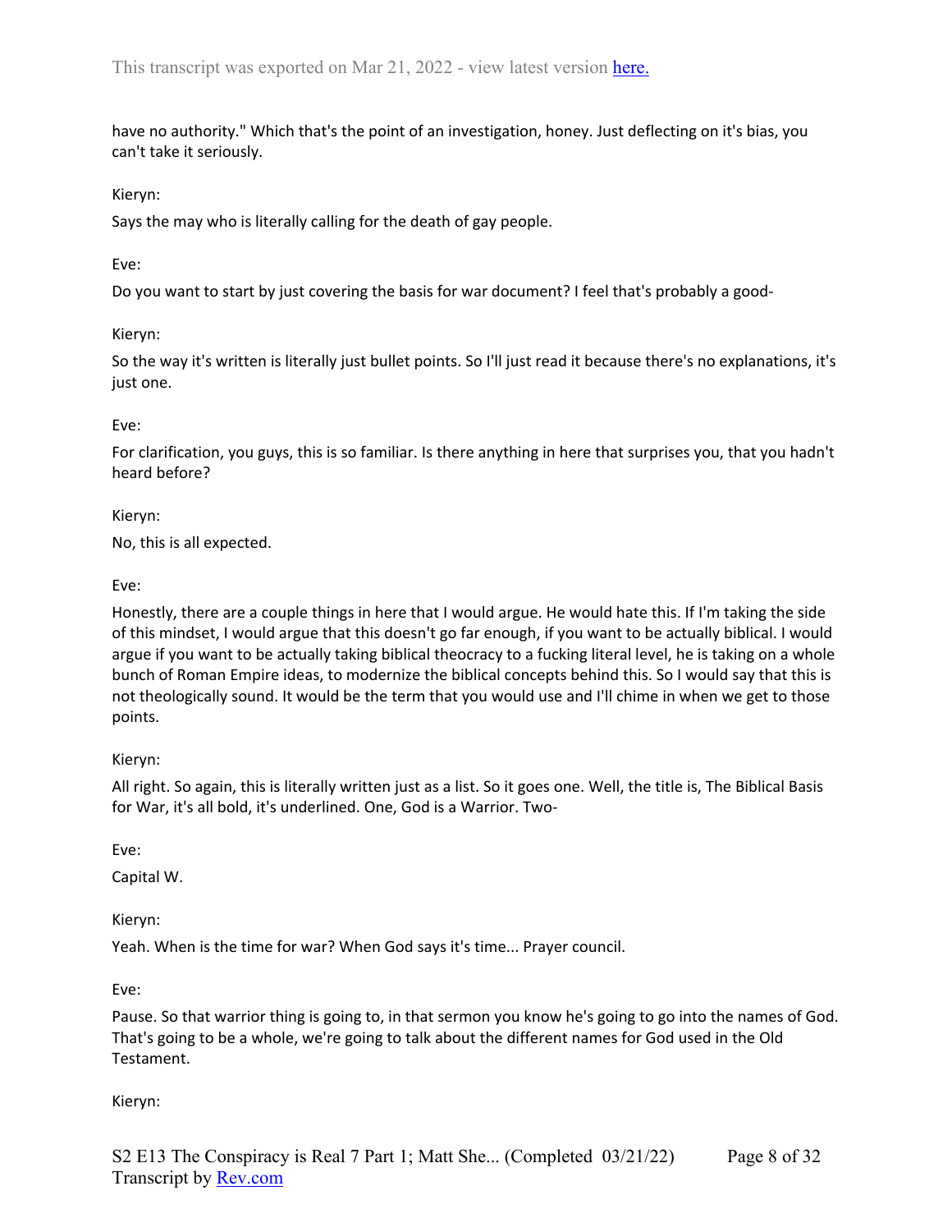have no authority." Which that's the point of an investigation, honey. Just deflecting on it's bias, you can't take it seriously.

Kieryn:

Says the may who is literally calling for the death of gay people.

Eve:

Do you want to start by just covering the basis for war document? I feel that's probably a good-

Kieryn:

So the way it's written is literally just bullet points. So I'll just read it because there's no explanations, it's just one.

Eve:

For clarification, you guys, this is so familiar. Is there anything in here that surprises you, that you hadn't heard before?

Kieryn:

No, this is all expected.

Eve:

Honestly, there are a couple things in here that I would argue. He would hate this. If I'm taking the side of this mindset, I would argue that this doesn't go far enough, if you want to be actually biblical. I would argue if you want to be actually taking biblical theocracy to a fucking literal level, he is taking on a whole bunch of Roman Empire ideas, to modernize the biblical concepts behind this. So I would say that this is not theologically sound. It would be the term that you would use and I'll chime in when we get to those points.

Kieryn:

All right. So again, this is literally written just as a list. So it goes one. Well, the title is, The Biblical Basis for War, it's all bold, it's underlined. One, God is a Warrior. Two-

Eve:

Capital W.

Kieryn:

Yeah. When is the time for war? When God says it's time... Prayer council.

Eve:

Pause. So that warrior thing is going to, in that sermon you know he's going to go into the names of God. That's going to be a whole, we're going to talk about the different names for God used in the Old Testament.

Kieryn: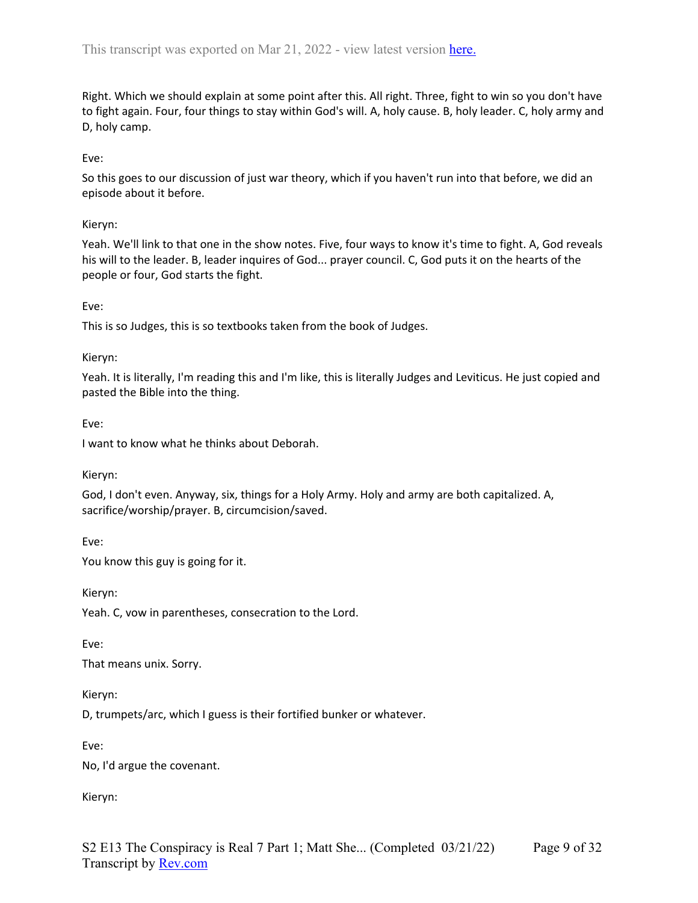Right. Which we should explain at some point after this. All right. Three, fight to win so you don't have to fight again. Four, four things to stay within God's will. A, holy cause. B, holy leader. C, holy army and D, holy camp.

Eve:

So this goes to our discussion of just war theory, which if you haven't run into that before, we did an episode about it before.

Kieryn:

Yeah. We'll link to that one in the show notes. Five, four ways to know it's time to fight. A, God reveals his will to the leader. B, leader inquires of God... prayer council. C, God puts it on the hearts of the people or four, God starts the fight.

Eve:

This is so Judges, this is so textbooks taken from the book of Judges.

Kieryn:

Yeah. It is literally, I'm reading this and I'm like, this is literally Judges and Leviticus. He just copied and pasted the Bible into the thing.

Eve:

I want to know what he thinks about Deborah.

Kieryn:

God, I don't even. Anyway, six, things for a Holy Army. Holy and army are both capitalized. A, sacrifice/worship/prayer. B, circumcision/saved.

Eve:

You know this guy is going for it.

Kieryn:

Yeah. C, vow in parentheses, consecration to the Lord.

Eve:

That means unix. Sorry.

Kieryn:

D, trumpets/arc, which I guess is their fortified bunker or whatever.

Eve:

No, I'd argue the covenant.

Kieryn: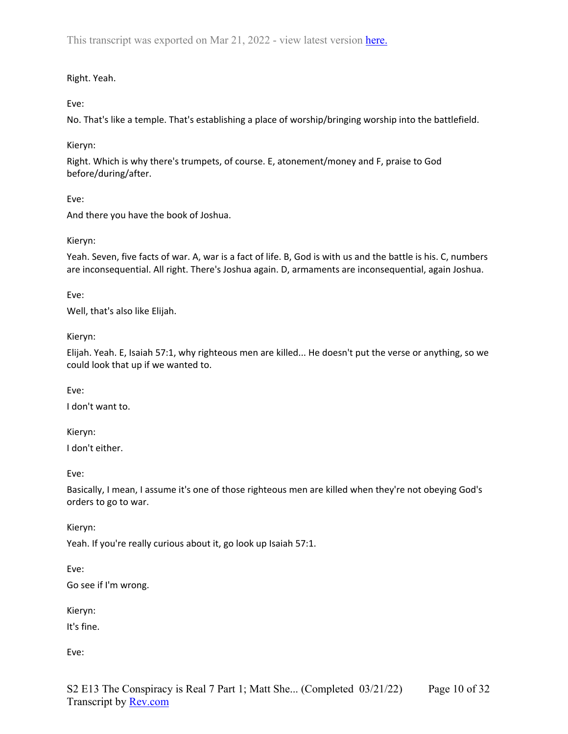Right. Yeah.

Eve:

No. That's like a temple. That's establishing a place of worship/bringing worship into the battlefield.

Kieryn:

Right. Which is why there's trumpets, of course. E, atonement/money and F, praise to God before/during/after.

Eve:

And there you have the book of Joshua.

Kieryn:

Yeah. Seven, five facts of war. A, war is a fact of life. B, God is with us and the battle is his. C, numbers are inconsequential. All right. There's Joshua again. D, armaments are inconsequential, again Joshua.

Eve:

Well, that's also like Elijah.

Kieryn:

Elijah. Yeah. E, Isaiah 57:1, why righteous men are killed... He doesn't put the verse or anything, so we could look that up if we wanted to.

Eve:

I don't want to.

Kieryn:

I don't either.

Eve:

Basically, I mean, I assume it's one of those righteous men are killed when they're not obeying God's orders to go to war.

Kieryn:

Yeah. If you're really curious about it, go look up Isaiah 57:1.

Eve:

Go see if I'm wrong.

Kieryn:

It's fine.

Eve: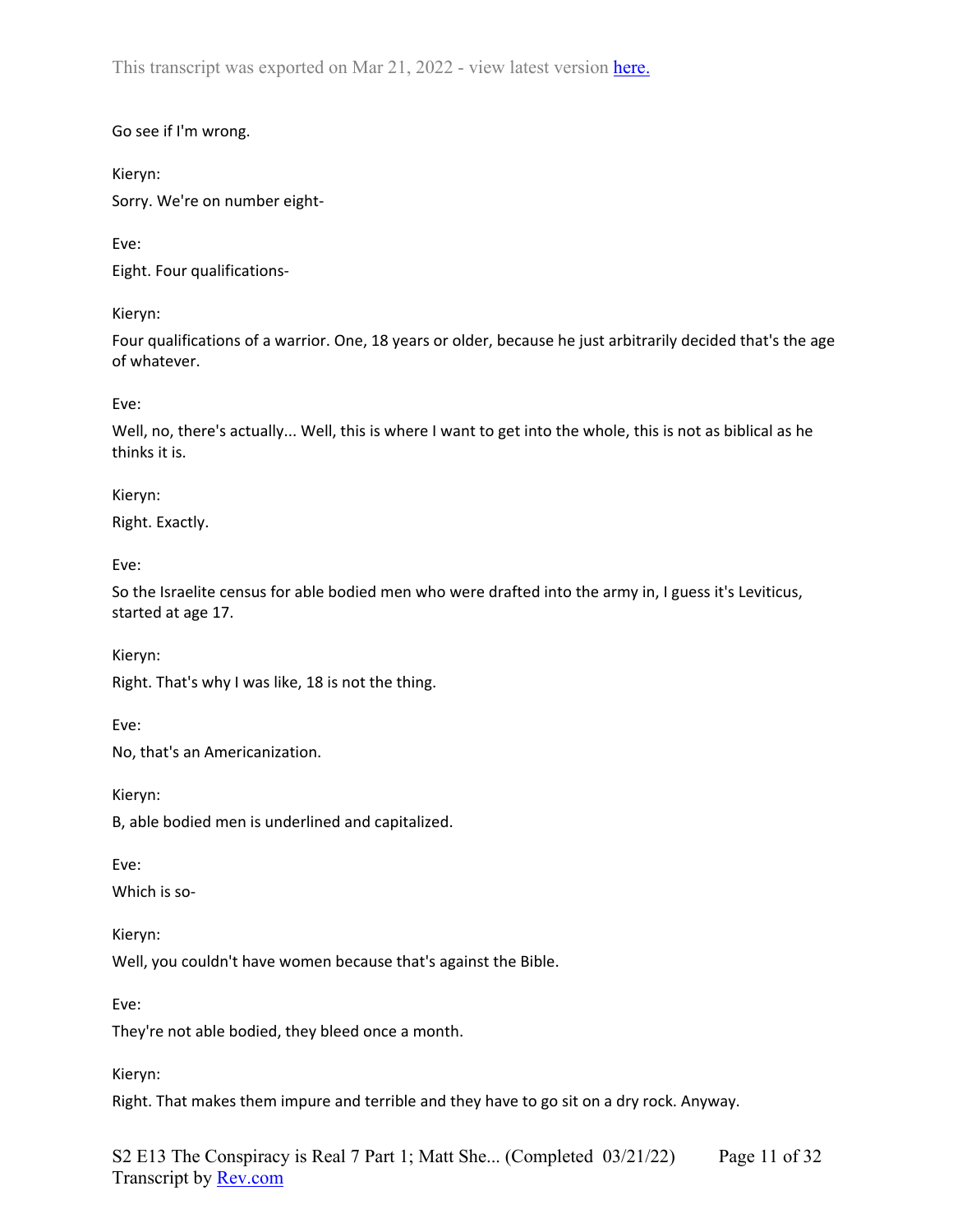Go see if I'm wrong.

Kieryn:

Sorry. We're on number eight-

Eve:

Eight. Four qualifications-

Kieryn:

Four qualifications of a warrior. One, 18 years or older, because he just arbitrarily decided that's the age of whatever.

Eve:

Well, no, there's actually... Well, this is where I want to get into the whole, this is not as biblical as he thinks it is.

Kieryn:

Right. Exactly.

Eve:

So the Israelite census for able bodied men who were drafted into the army in, I guess it's Leviticus, started at age 17.

Kieryn:

Right. That's why I was like, 18 is not the thing.

Eve:

No, that's an Americanization.

Kieryn:

B, able bodied men is underlined and capitalized.

Eve:

Which is so-

Kieryn:

Well, you couldn't have women because that's against the Bible.

Eve:

They're not able bodied, they bleed once a month.

Kieryn:

Right. That makes them impure and terrible and they have to go sit on a dry rock. Anyway.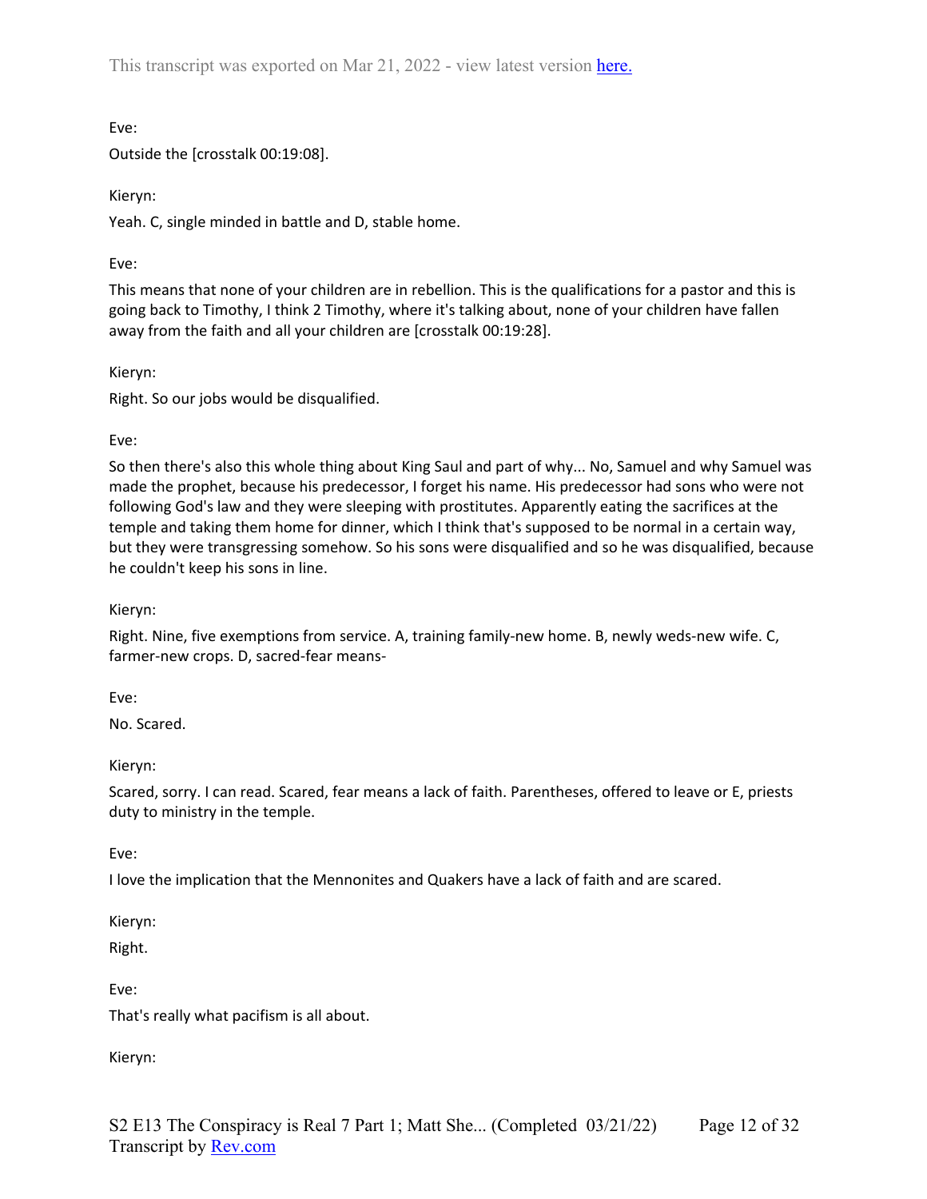Eve:

Outside the [crosstalk 00:19:08].

Kieryn:

Yeah. C, single minded in battle and D, stable home.

Eve:

This means that none of your children are in rebellion. This is the qualifications for a pastor and this is going back to Timothy, I think 2 Timothy, where it's talking about, none of your children have fallen away from the faith and all your children are [crosstalk 00:19:28].

Kieryn:

Right. So our jobs would be disqualified.

Eve:

So then there's also this whole thing about King Saul and part of why... No, Samuel and why Samuel was made the prophet, because his predecessor, I forget his name. His predecessor had sons who were not following God's law and they were sleeping with prostitutes. Apparently eating the sacrifices at the temple and taking them home for dinner, which I think that's supposed to be normal in a certain way, but they were transgressing somehow. So his sons were disqualified and so he was disqualified, because he couldn't keep his sons in line.

Kieryn:

Right. Nine, five exemptions from service. A, training family-new home. B, newly weds-new wife. C, farmer-new crops. D, sacred-fear means-

Eve:

No. Scared.

Kieryn:

Scared, sorry. I can read. Scared, fear means a lack of faith. Parentheses, offered to leave or E, priests duty to ministry in the temple.

Eve:

I love the implication that the Mennonites and Quakers have a lack of faith and are scared.

Kieryn:

Right.

Eve:

That's really what pacifism is all about.

Kieryn: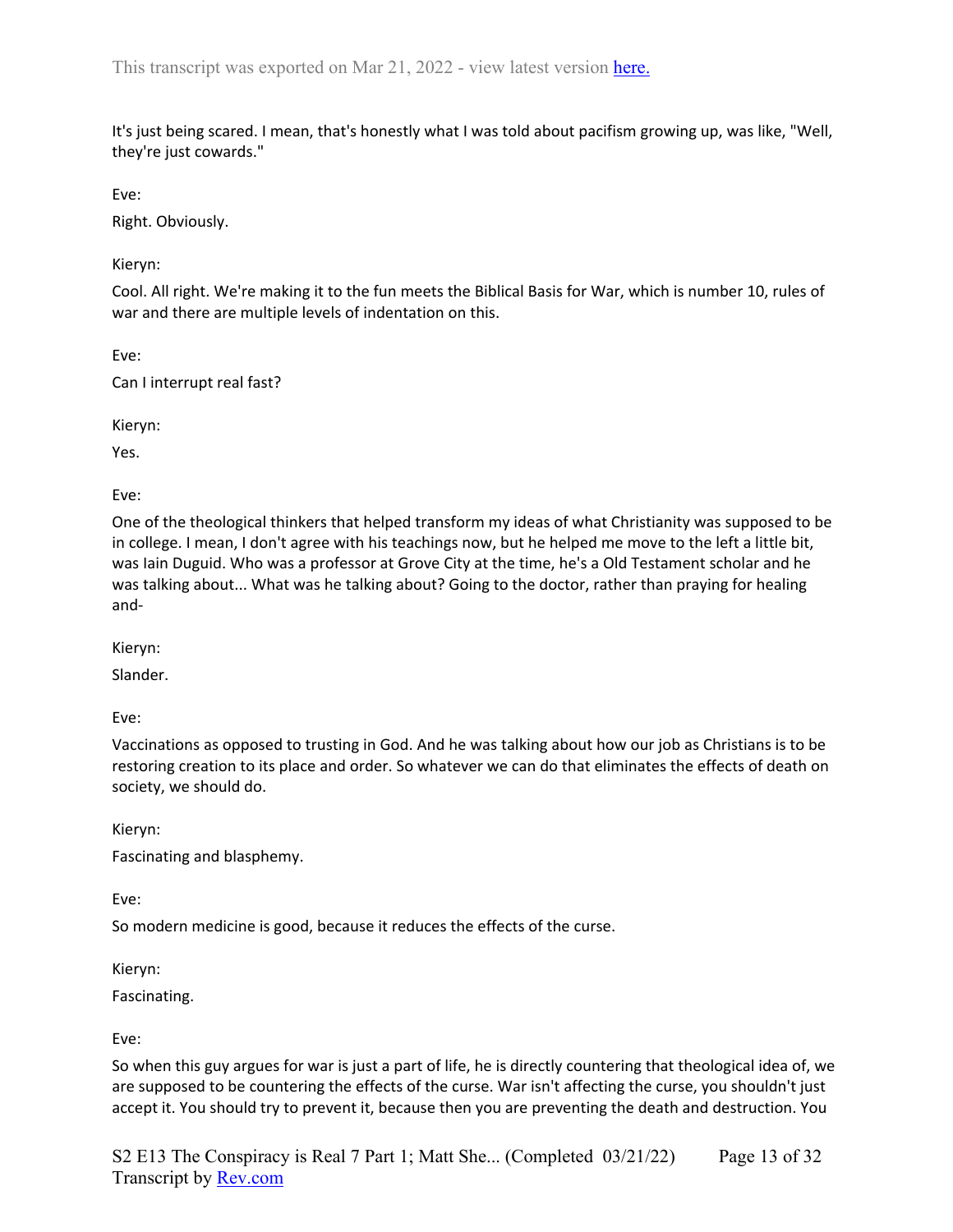It's just being scared. I mean, that's honestly what I was told about pacifism growing up, was like, "Well, they're just cowards."

Eve:

Right. Obviously.

Kieryn:

Cool. All right. We're making it to the fun meets the Biblical Basis for War, which is number 10, rules of war and there are multiple levels of indentation on this.

Eve:

Can I interrupt real fast?

Kieryn:

Yes.

Eve:

One of the theological thinkers that helped transform my ideas of what Christianity was supposed to be in college. I mean, I don't agree with his teachings now, but he helped me move to the left a little bit, was Iain Duguid. Who was a professor at Grove City at the time, he's a Old Testament scholar and he was talking about... What was he talking about? Going to the doctor, rather than praying for healing and-

Kieryn:

Slander.

Eve:

Vaccinations as opposed to trusting in God. And he was talking about how our job as Christians is to be restoring creation to its place and order. So whatever we can do that eliminates the effects of death on society, we should do.

Kieryn:

Fascinating and blasphemy.

Eve:

So modern medicine is good, because it reduces the effects of the curse.

Kieryn:

Fascinating.

Eve:

So when this guy argues for war is just a part of life, he is directly countering that theological idea of, we are supposed to be countering the effects of the curse. War isn't affecting the curse, you shouldn't just accept it. You should try to prevent it, because then you are preventing the death and destruction. You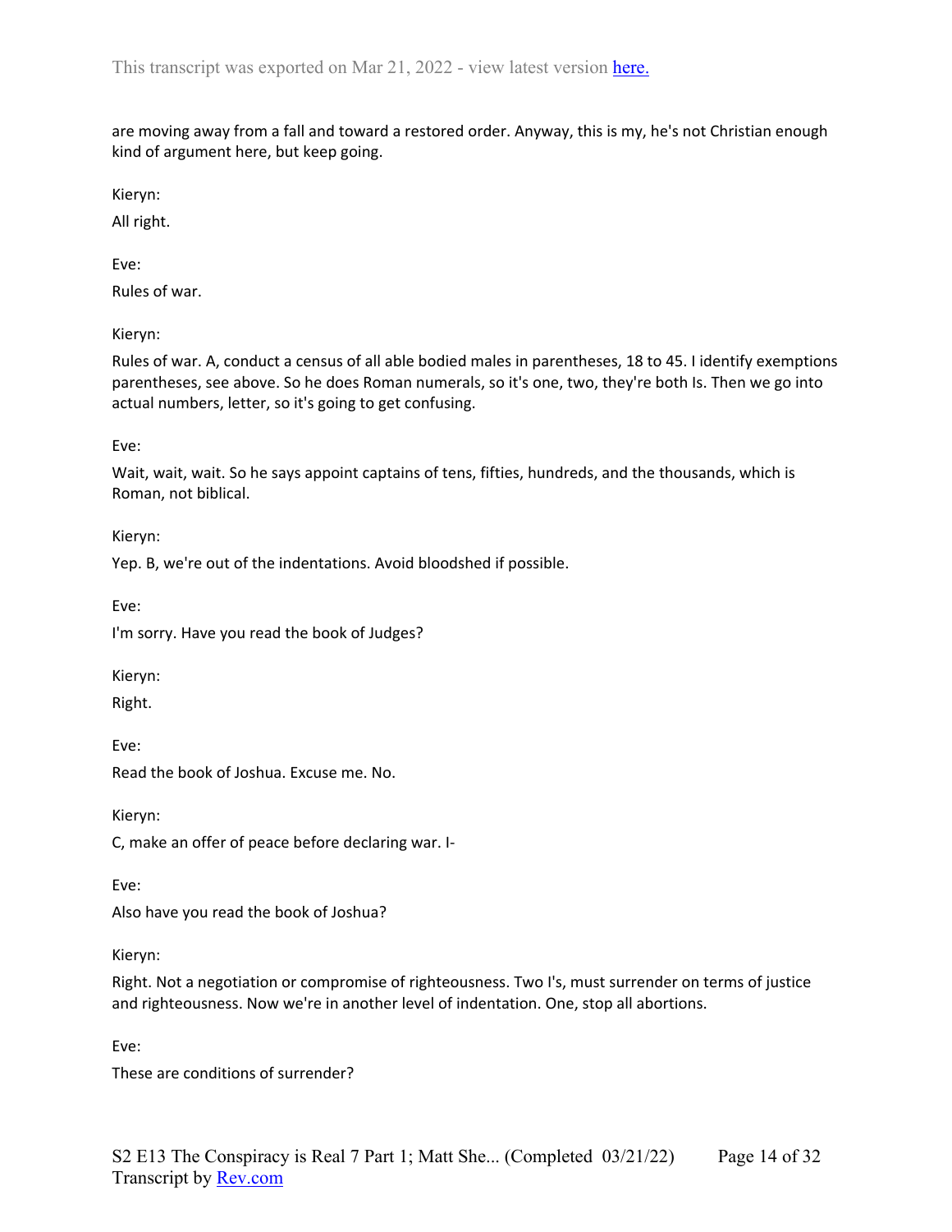are moving away from a fall and toward a restored order. Anyway, this is my, he's not Christian enough kind of argument here, but keep going.

Kieryn:

All right.

Eve:

Rules of war.

Kieryn:

Rules of war. A, conduct a census of all able bodied males in parentheses, 18 to 45. I identify exemptions parentheses, see above. So he does Roman numerals, so it's one, two, they're both Is. Then we go into actual numbers, letter, so it's going to get confusing.

Eve:

Wait, wait, wait. So he says appoint captains of tens, fifties, hundreds, and the thousands, which is Roman, not biblical.

Kieryn:

Yep. B, we're out of the indentations. Avoid bloodshed if possible.

Eve:

I'm sorry. Have you read the book of Judges?

Kieryn:

Right.

Eve:

Read the book of Joshua. Excuse me. No.

Kieryn:

C, make an offer of peace before declaring war. I-

Eve:

Also have you read the book of Joshua?

Kieryn:

Right. Not a negotiation or compromise of righteousness. Two I's, must surrender on terms of justice and righteousness. Now we're in another level of indentation. One, stop all abortions.

Eve:

These are conditions of surrender?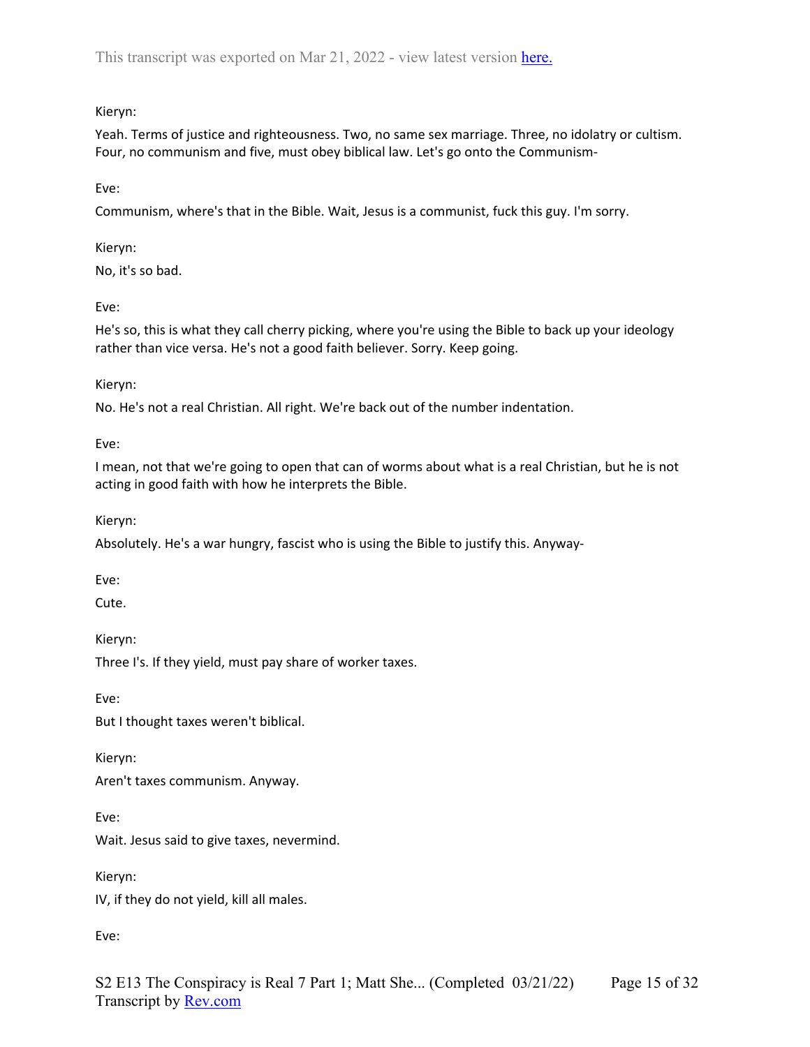Kieryn:

Yeah. Terms of justice and righteousness. Two, no same sex marriage. Three, no idolatry or cultism. Four, no communism and five, must obey biblical law. Let's go onto the Communism-

Eve:

Communism, where's that in the Bible. Wait, Jesus is a communist, fuck this guy. I'm sorry.

Kieryn:

No, it's so bad.

Eve:

He's so, this is what they call cherry picking, where you're using the Bible to back up your ideology rather than vice versa. He's not a good faith believer. Sorry. Keep going.

Kieryn:

No. He's not a real Christian. All right. We're back out of the number indentation.

Eve:

I mean, not that we're going to open that can of worms about what is a real Christian, but he is not acting in good faith with how he interprets the Bible.

Kieryn:

Absolutely. He's a war hungry, fascist who is using the Bible to justify this. Anyway-

Eve:

Cute.

Kieryn:

Three I's. If they yield, must pay share of worker taxes.

Eve:

But I thought taxes weren't biblical.

Kieryn:

Aren't taxes communism. Anyway.

Eve:

Wait. Jesus said to give taxes, nevermind.

Kieryn:

IV, if they do not yield, kill all males.

Eve: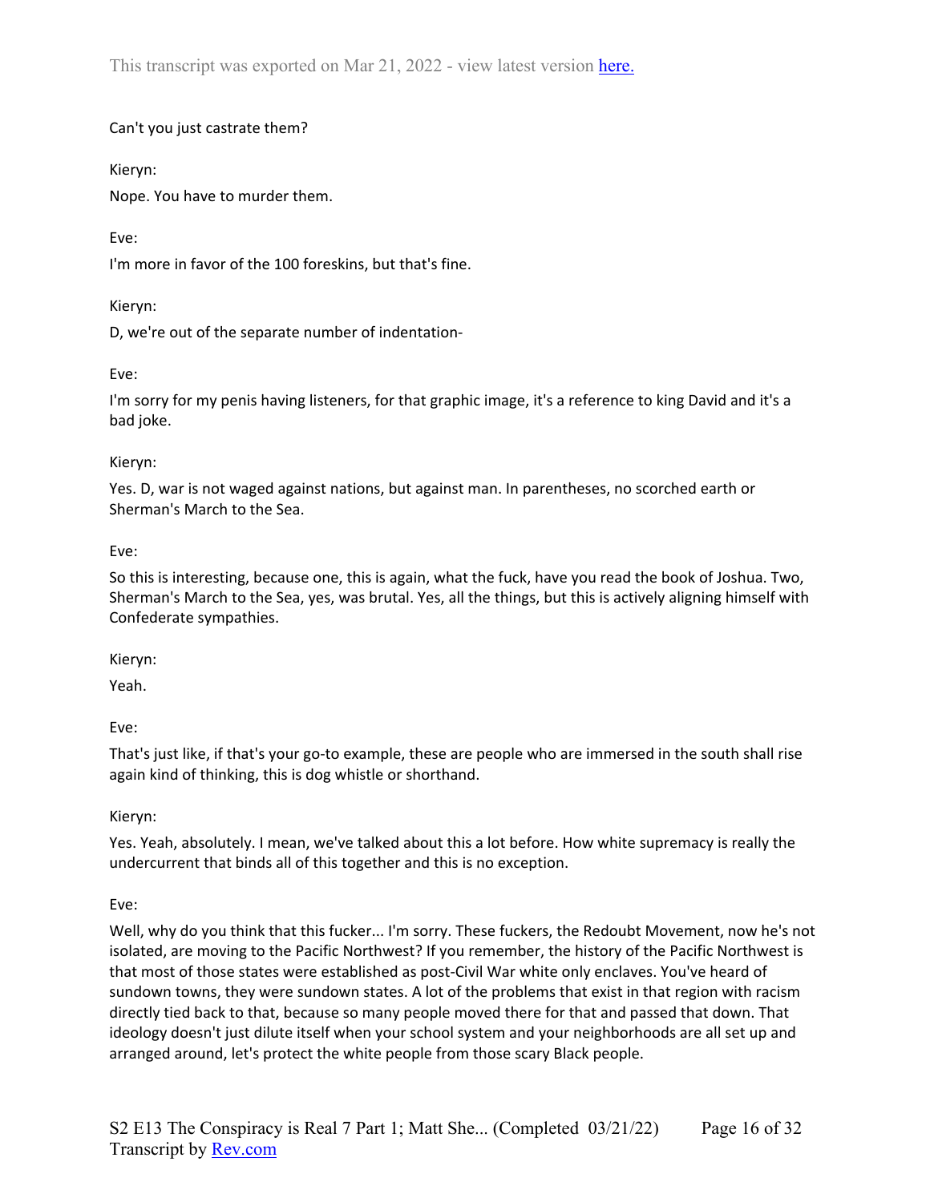Can't you just castrate them?

Kieryn:

Nope. You have to murder them.

Eve:

I'm more in favor of the 100 foreskins, but that's fine.

Kieryn:

D, we're out of the separate number of indentation-

Eve:

I'm sorry for my penis having listeners, for that graphic image, it's a reference to king David and it's a bad joke.

Kieryn:

Yes. D, war is not waged against nations, but against man. In parentheses, no scorched earth or Sherman's March to the Sea.

Eve:

So this is interesting, because one, this is again, what the fuck, have you read the book of Joshua. Two, Sherman's March to the Sea, yes, was brutal. Yes, all the things, but this is actively aligning himself with Confederate sympathies.

Kieryn:

Yeah.

Eve:

That's just like, if that's your go-to example, these are people who are immersed in the south shall rise again kind of thinking, this is dog whistle or shorthand.

Kieryn:

Yes. Yeah, absolutely. I mean, we've talked about this a lot before. How white supremacy is really the undercurrent that binds all of this together and this is no exception.

Eve:

Well, why do you think that this fucker... I'm sorry. These fuckers, the Redoubt Movement, now he's not isolated, are moving to the Pacific Northwest? If you remember, the history of the Pacific Northwest is that most of those states were established as post-Civil War white only enclaves. You've heard of sundown towns, they were sundown states. A lot of the problems that exist in that region with racism directly tied back to that, because so many people moved there for that and passed that down. That ideology doesn't just dilute itself when your school system and your neighborhoods are all set up and arranged around, let's protect the white people from those scary Black people.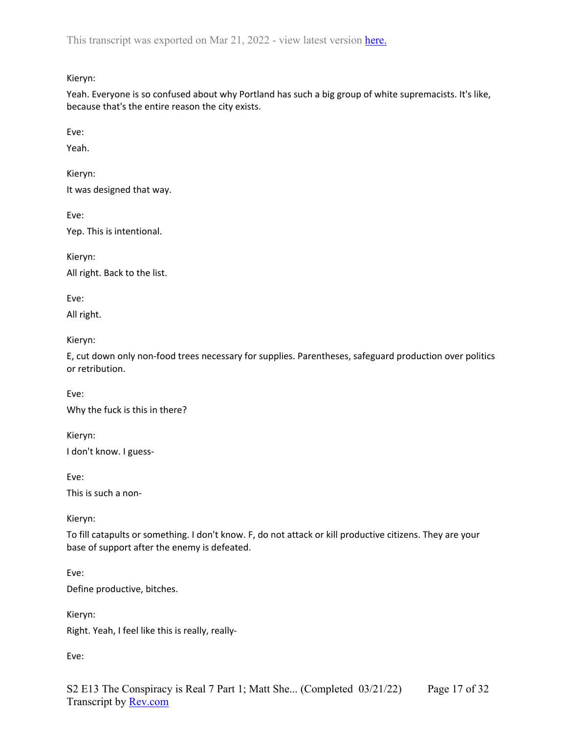Kieryn:

Yeah. Everyone is so confused about why Portland has such a big group of white supremacists. It's like, because that's the entire reason the city exists.

Eve:

Yeah.

Kieryn:

It was designed that way.

Eve:

Yep. This is intentional.

Kieryn:

All right. Back to the list.

Eve:

All right.

Kieryn:

E, cut down only non-food trees necessary for supplies. Parentheses, safeguard production over politics or retribution.

Eve:

Why the fuck is this in there?

Kieryn:

I don't know. I guess-

Eve:

This is such a non-

Kieryn:

To fill catapults or something. I don't know. F, do not attack or kill productive citizens. They are your base of support after the enemy is defeated.

Eve:

Define productive, bitches.

Kieryn:

Right. Yeah, I feel like this is really, really-

Eve: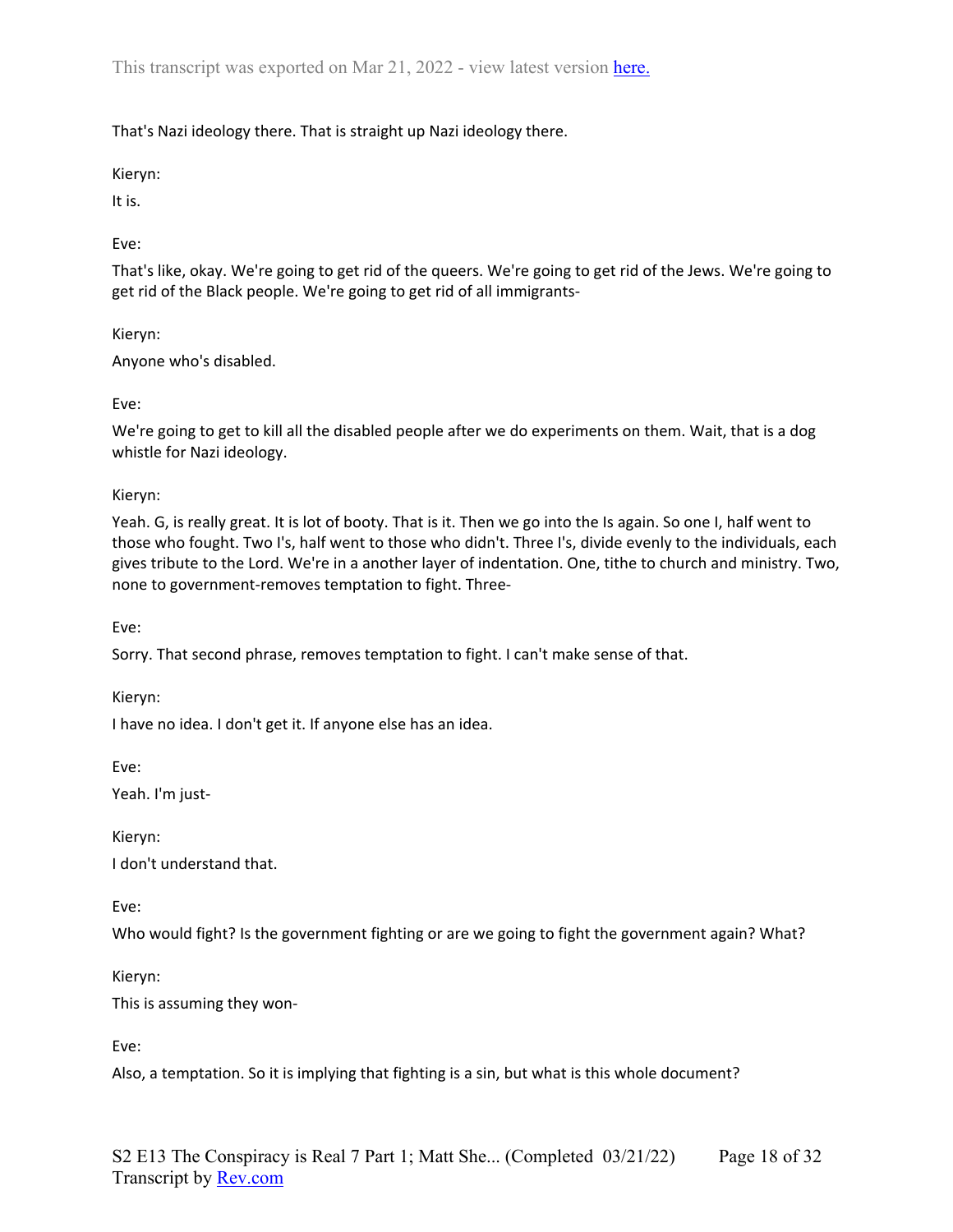That's Nazi ideology there. That is straight up Nazi ideology there.

Kieryn:

It is.

Eve:

That's like, okay. We're going to get rid of the queers. We're going to get rid of the Jews. We're going to get rid of the Black people. We're going to get rid of all immigrants-

Kieryn:

Anyone who's disabled.

Eve:

We're going to get to kill all the disabled people after we do experiments on them. Wait, that is a dog whistle for Nazi ideology.

Kieryn:

Yeah. G, is really great. It is lot of booty. That is it. Then we go into the Is again. So one I, half went to those who fought. Two I's, half went to those who didn't. Three I's, divide evenly to the individuals, each gives tribute to the Lord. We're in a another layer of indentation. One, tithe to church and ministry. Two, none to government-removes temptation to fight. Three-

Eve:

Sorry. That second phrase, removes temptation to fight. I can't make sense of that.

Kieryn:

I have no idea. I don't get it. If anyone else has an idea.

Eve:

Yeah. I'm just-

Kieryn:

I don't understand that.

Eve:

Who would fight? Is the government fighting or are we going to fight the government again? What?

Kieryn:

This is assuming they won-

Eve:

Also, a temptation. So it is implying that fighting is a sin, but what is this whole document?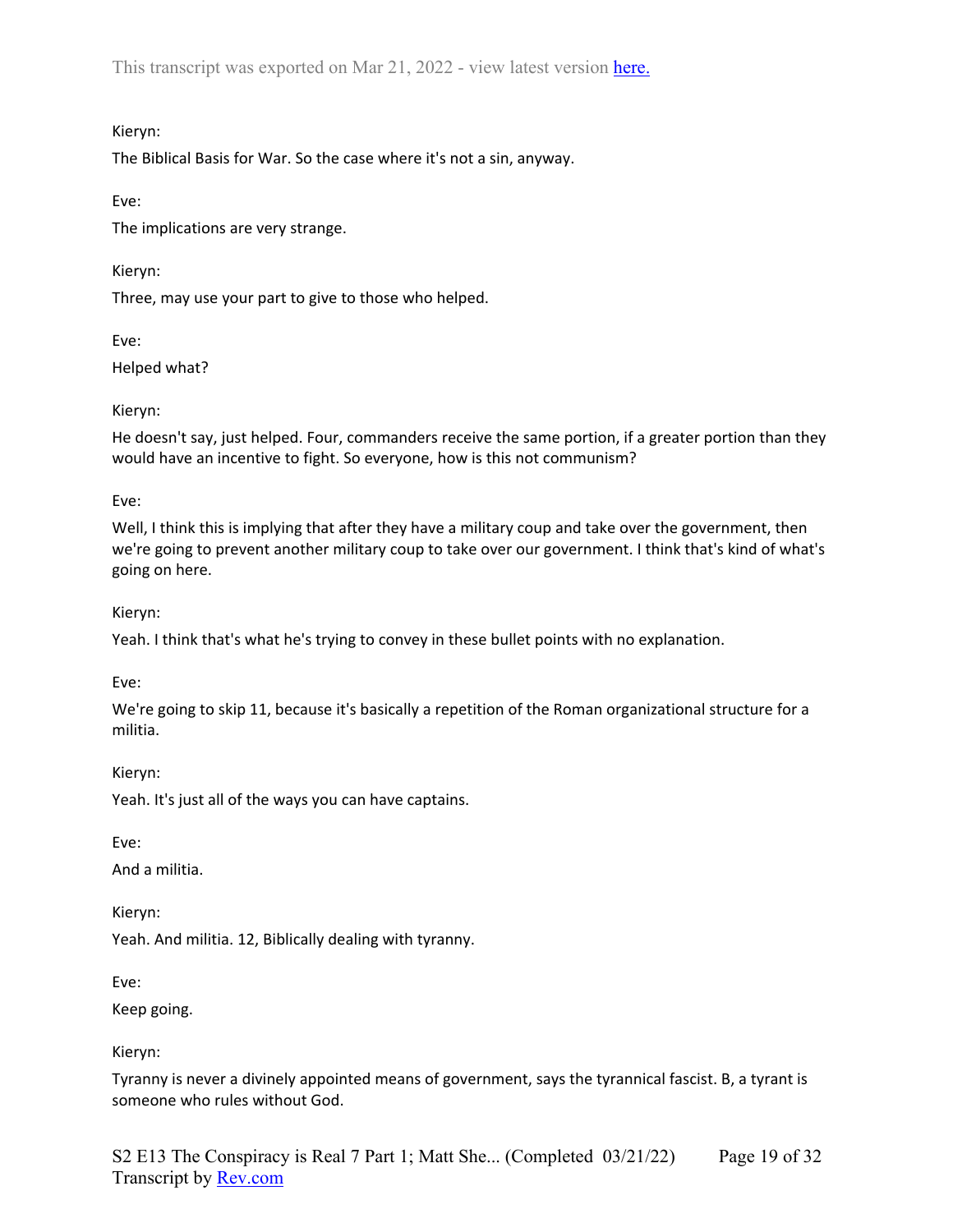Kieryn:

The Biblical Basis for War. So the case where it's not a sin, anyway.

Eve:

The implications are very strange.

Kieryn:

Three, may use your part to give to those who helped.

Eve:

Helped what?

Kieryn:

He doesn't say, just helped. Four, commanders receive the same portion, if a greater portion than they would have an incentive to fight. So everyone, how is this not communism?

Eve:

Well, I think this is implying that after they have a military coup and take over the government, then we're going to prevent another military coup to take over our government. I think that's kind of what's going on here.

Kieryn:

Yeah. I think that's what he's trying to convey in these bullet points with no explanation.

Eve:

We're going to skip 11, because it's basically a repetition of the Roman organizational structure for a militia.

Kieryn:

Yeah. It's just all of the ways you can have captains.

Eve:

And a militia.

Kieryn:

Yeah. And militia. 12, Biblically dealing with tyranny.

Eve:

Keep going.

Kieryn:

Tyranny is never a divinely appointed means of government, says the tyrannical fascist. B, a tyrant is someone who rules without God.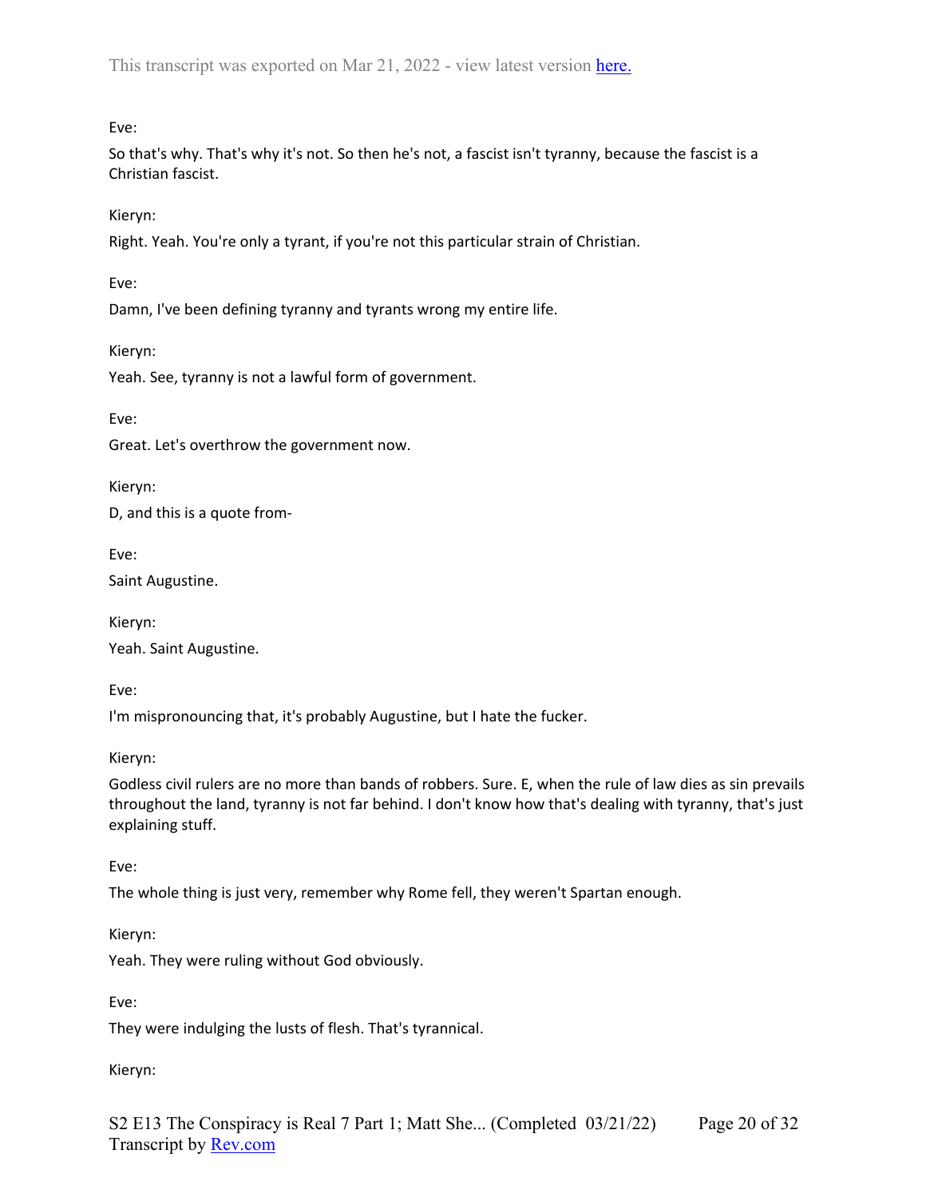Eve:

So that's why. That's why it's not. So then he's not, a fascist isn't tyranny, because the fascist is a Christian fascist.

Kieryn:

Right. Yeah. You're only a tyrant, if you're not this particular strain of Christian.

Eve:

Damn, I've been defining tyranny and tyrants wrong my entire life.

Kieryn:

Yeah. See, tyranny is not a lawful form of government.

Eve:

Great. Let's overthrow the government now.

Kieryn:

D, and this is a quote from-

Eve:

Saint Augustine.

Kieryn:

Yeah. Saint Augustine.

Eve:

I'm mispronouncing that, it's probably Augustine, but I hate the fucker.

Kieryn:

Godless civil rulers are no more than bands of robbers. Sure. E, when the rule of law dies as sin prevails throughout the land, tyranny is not far behind. I don't know how that's dealing with tyranny, that's just explaining stuff.

Eve:

The whole thing is just very, remember why Rome fell, they weren't Spartan enough.

Kieryn:

Yeah. They were ruling without God obviously.

Eve:

They were indulging the lusts of flesh. That's tyrannical.

Kieryn: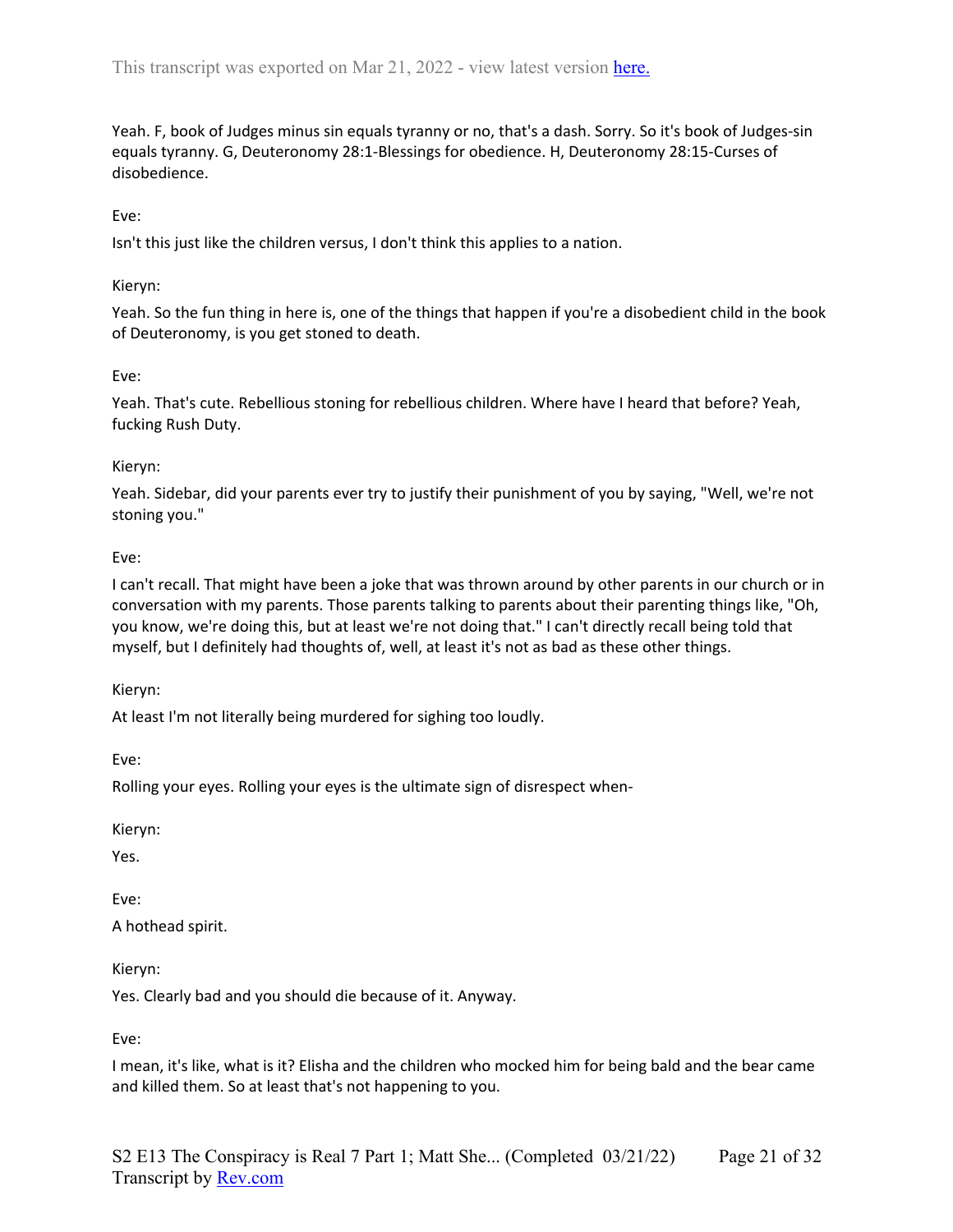Yeah. F, book of Judges minus sin equals tyranny or no, that's a dash. Sorry. So it's book of Judges-sin equals tyranny. G, Deuteronomy 28:1-Blessings for obedience. H, Deuteronomy 28:15-Curses of disobedience.

Eve:

Isn't this just like the children versus, I don't think this applies to a nation.

Kieryn:

Yeah. So the fun thing in here is, one of the things that happen if you're a disobedient child in the book of Deuteronomy, is you get stoned to death.

Eve:

Yeah. That's cute. Rebellious stoning for rebellious children. Where have I heard that before? Yeah, fucking Rush Duty.

Kieryn:

Yeah. Sidebar, did your parents ever try to justify their punishment of you by saying, "Well, we're not stoning you."

Eve:

I can't recall. That might have been a joke that was thrown around by other parents in our church or in conversation with my parents. Those parents talking to parents about their parenting things like, "Oh, you know, we're doing this, but at least we're not doing that." I can't directly recall being told that myself, but I definitely had thoughts of, well, at least it's not as bad as these other things.

Kieryn:

At least I'm not literally being murdered for sighing too loudly.

Eve:

Rolling your eyes. Rolling your eyes is the ultimate sign of disrespect when-

Kieryn:

Yes.

Eve:

A hothead spirit.

Kieryn:

Yes. Clearly bad and you should die because of it. Anyway.

Eve:

I mean, it's like, what is it? Elisha and the children who mocked him for being bald and the bear came and killed them. So at least that's not happening to you.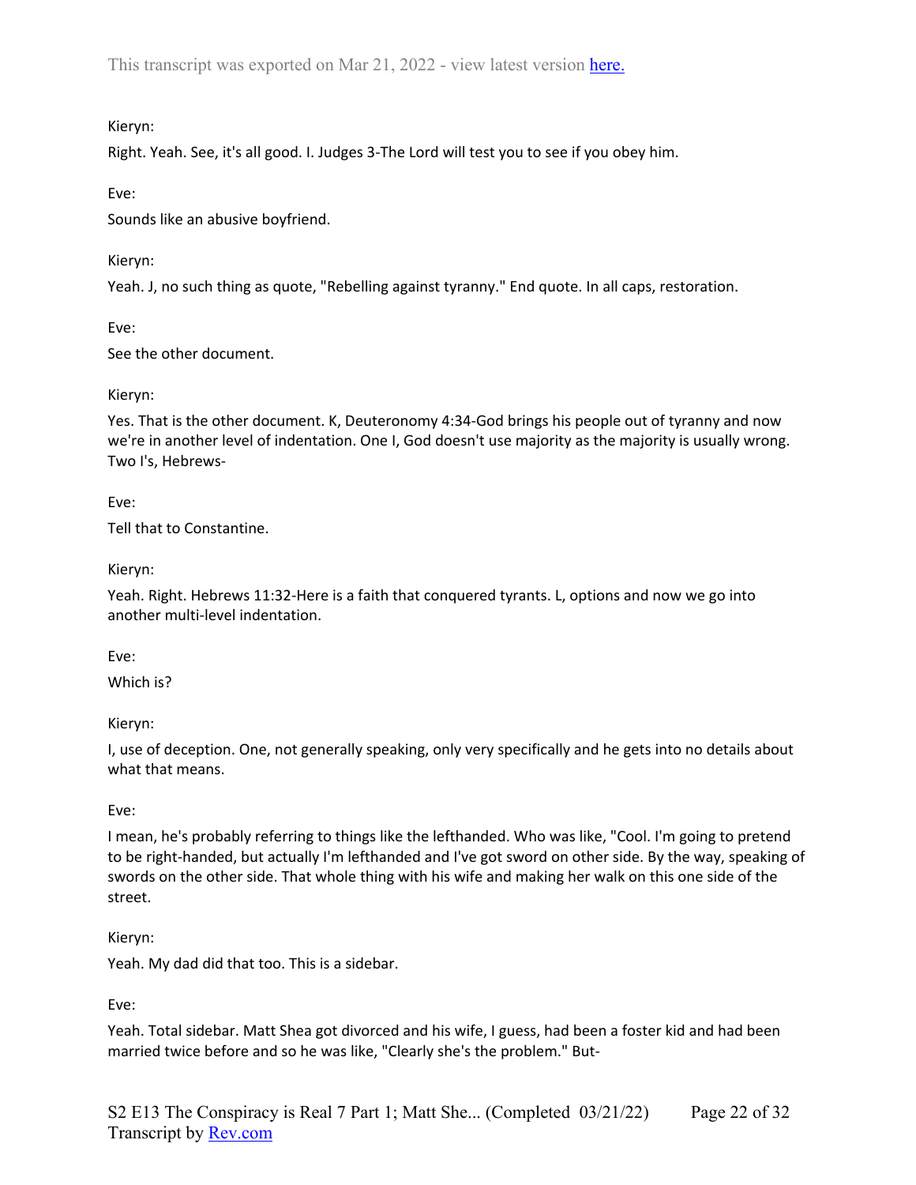Kieryn:

Right. Yeah. See, it's all good. I. Judges 3-The Lord will test you to see if you obey him.

Eve:

Sounds like an abusive boyfriend.

Kieryn:

Yeah. J, no such thing as quote, "Rebelling against tyranny." End quote. In all caps, restoration.

Eve:

See the other document.

Kieryn:

Yes. That is the other document. K, Deuteronomy 4:34-God brings his people out of tyranny and now we're in another level of indentation. One I, God doesn't use majority as the majority is usually wrong. Two I's, Hebrews-

Eve:

Tell that to Constantine.

Kieryn:

Yeah. Right. Hebrews 11:32-Here is a faith that conquered tyrants. L, options and now we go into another multi-level indentation.

Eve:

Which is?

Kieryn:

I, use of deception. One, not generally speaking, only very specifically and he gets into no details about what that means.

Eve:

I mean, he's probably referring to things like the lefthanded. Who was like, "Cool. I'm going to pretend to be right-handed, but actually I'm lefthanded and I've got sword on other side. By the way, speaking of swords on the other side. That whole thing with his wife and making her walk on this one side of the street.

Kieryn:

Yeah. My dad did that too. This is a sidebar.

Eve:

Yeah. Total sidebar. Matt Shea got divorced and his wife, I guess, had been a foster kid and had been married twice before and so he was like, "Clearly she's the problem." But-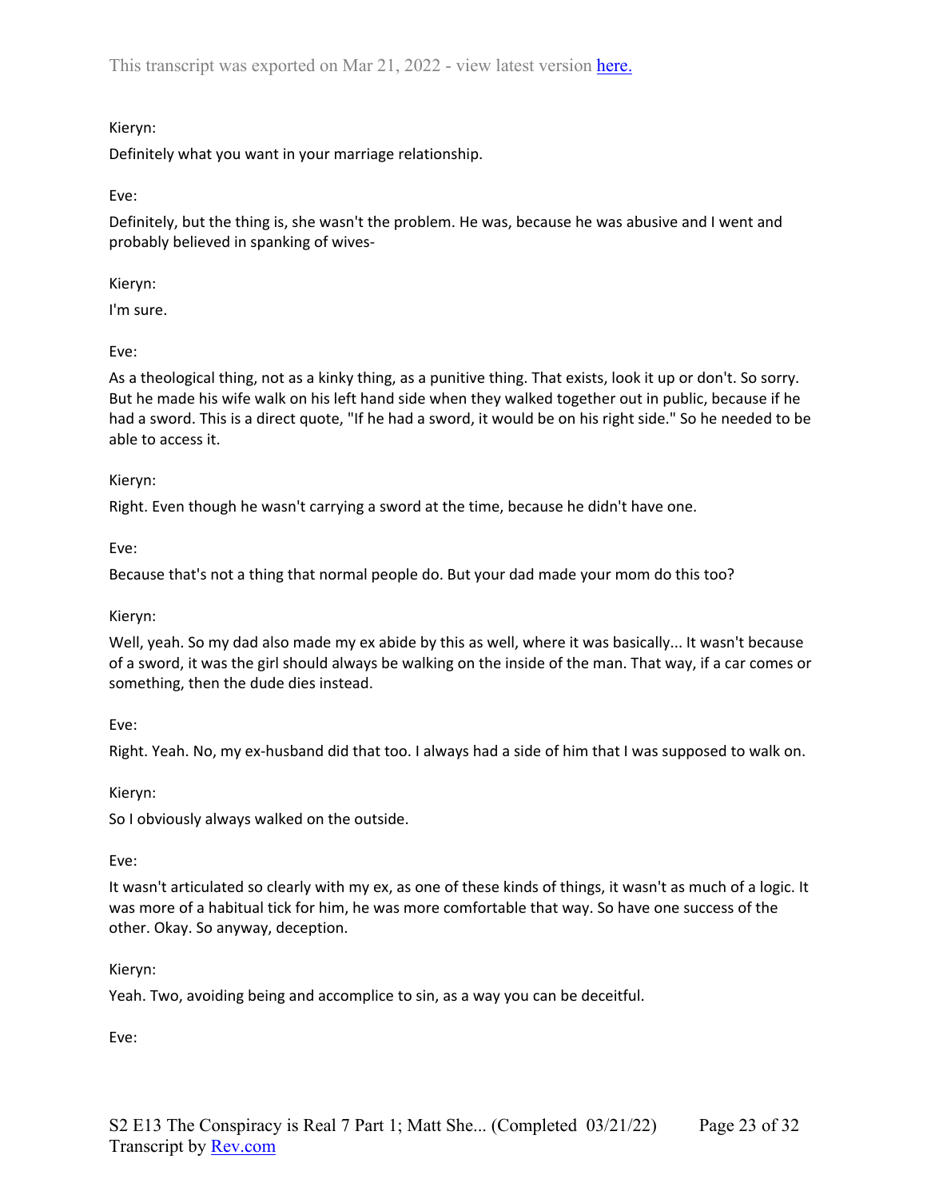Kieryn:

Definitely what you want in your marriage relationship.

Eve:

Definitely, but the thing is, she wasn't the problem. He was, because he was abusive and I went and probably believed in spanking of wives-

Kieryn:

I'm sure.

Eve:

As a theological thing, not as a kinky thing, as a punitive thing. That exists, look it up or don't. So sorry. But he made his wife walk on his left hand side when they walked together out in public, because if he had a sword. This is a direct quote, "If he had a sword, it would be on his right side." So he needed to be able to access it.

Kieryn:

Right. Even though he wasn't carrying a sword at the time, because he didn't have one.

Eve:

Because that's not a thing that normal people do. But your dad made your mom do this too?

Kieryn:

Well, yeah. So my dad also made my ex abide by this as well, where it was basically... It wasn't because of a sword, it was the girl should always be walking on the inside of the man. That way, if a car comes or something, then the dude dies instead.

Eve:

Right. Yeah. No, my ex-husband did that too. I always had a side of him that I was supposed to walk on.

Kieryn:

So I obviously always walked on the outside.

Eve:

It wasn't articulated so clearly with my ex, as one of these kinds of things, it wasn't as much of a logic. It was more of a habitual tick for him, he was more comfortable that way. So have one success of the other. Okay. So anyway, deception.

Kieryn:

Yeah. Two, avoiding being and accomplice to sin, as a way you can be deceitful.

Eve: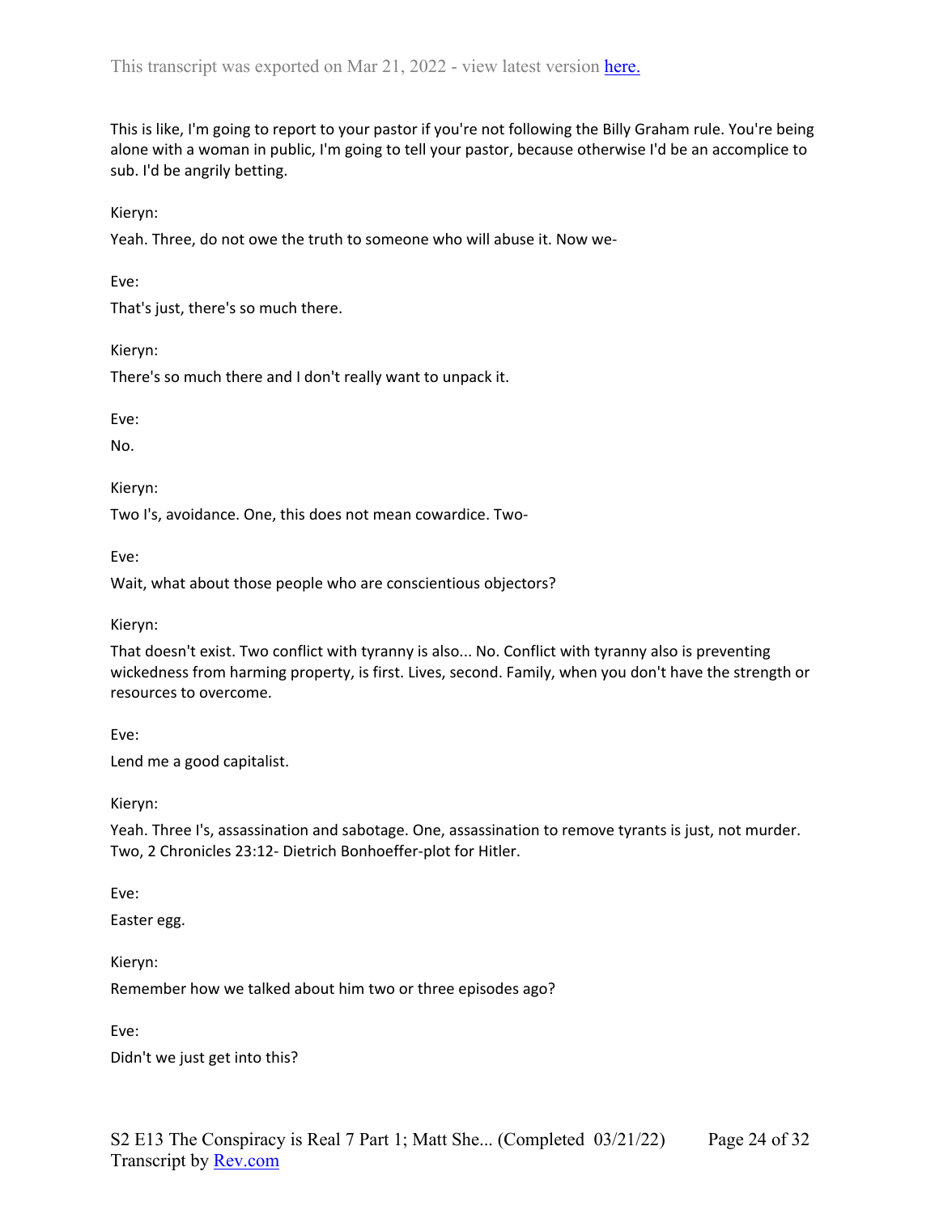This is like, I'm going to report to your pastor if you're not following the Billy Graham rule. You're being alone with a woman in public, I'm going to tell your pastor, because otherwise I'd be an accomplice to sub. I'd be angrily betting.

Kieryn:

Yeah. Three, do not owe the truth to someone who will abuse it. Now we-

Eve:

That's just, there's so much there.

Kieryn:

There's so much there and I don't really want to unpack it.

Eve:

No.

Kieryn:

Two I's, avoidance. One, this does not mean cowardice. Two-

Eve:

Wait, what about those people who are conscientious objectors?

Kieryn:

That doesn't exist. Two conflict with tyranny is also... No. Conflict with tyranny also is preventing wickedness from harming property, is first. Lives, second. Family, when you don't have the strength or resources to overcome.

Eve:

Lend me a good capitalist.

Kieryn:

Yeah. Three I's, assassination and sabotage. One, assassination to remove tyrants is just, not murder. Two, 2 Chronicles 23:12- Dietrich Bonhoeffer-plot for Hitler.

Eve:

Easter egg.

Kieryn:

Remember how we talked about him two or three episodes ago?

Eve:

Didn't we just get into this?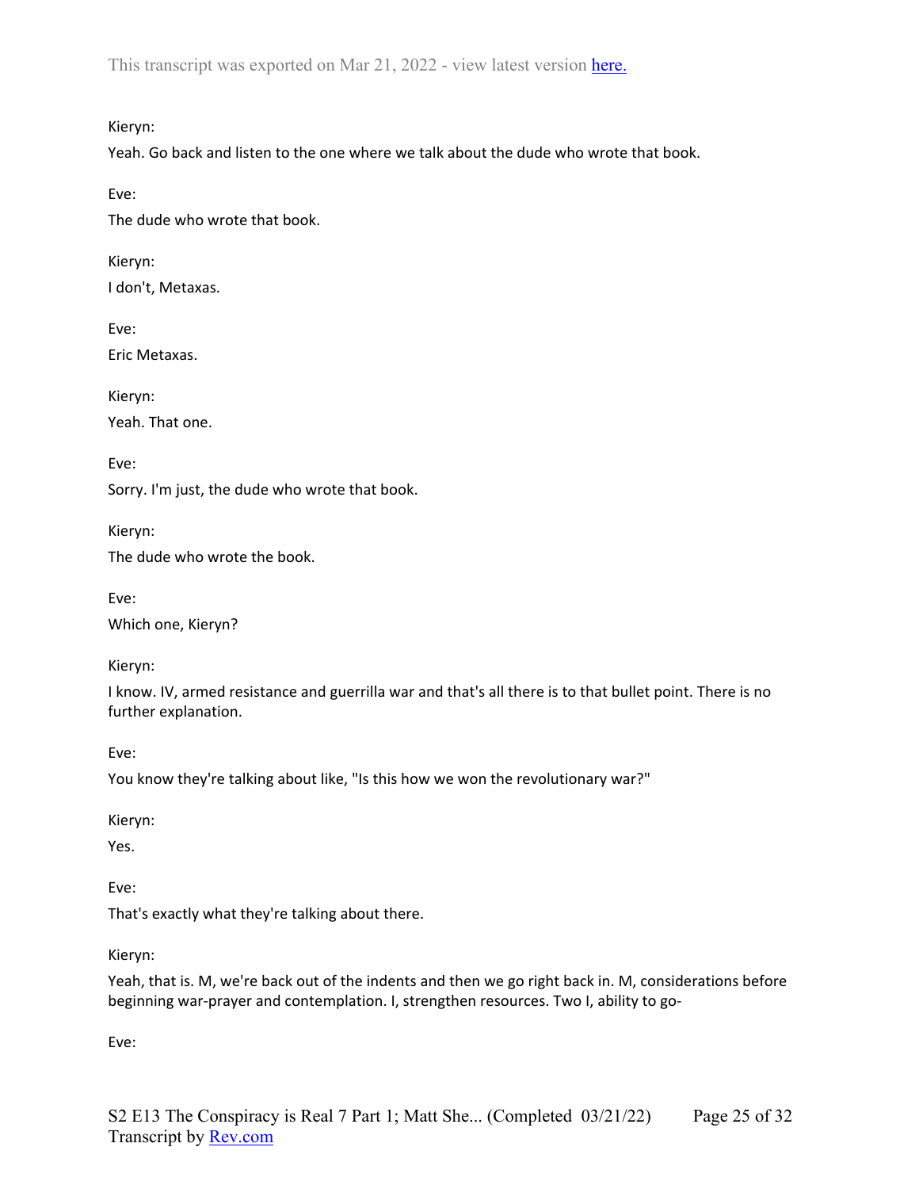Kieryn:

Yeah. Go back and listen to the one where we talk about the dude who wrote that book.

Eve:

The dude who wrote that book.

Kieryn:

I don't, Metaxas.

Eve:

Eric Metaxas.

Kieryn:

Yeah. That one.

Eve:

Sorry. I'm just, the dude who wrote that book.

Kieryn:

The dude who wrote the book.

Eve:

Which one, Kieryn?

Kieryn:

I know. IV, armed resistance and guerrilla war and that's all there is to that bullet point. There is no further explanation.

Eve:

You know they're talking about like, "Is this how we won the revolutionary war?"

Kieryn:

Yes.

Eve:

That's exactly what they're talking about there.

Kieryn:

Yeah, that is. M, we're back out of the indents and then we go right back in. M, considerations before beginning war-prayer and contemplation. I, strengthen resources. Two I, ability to go-

Eve: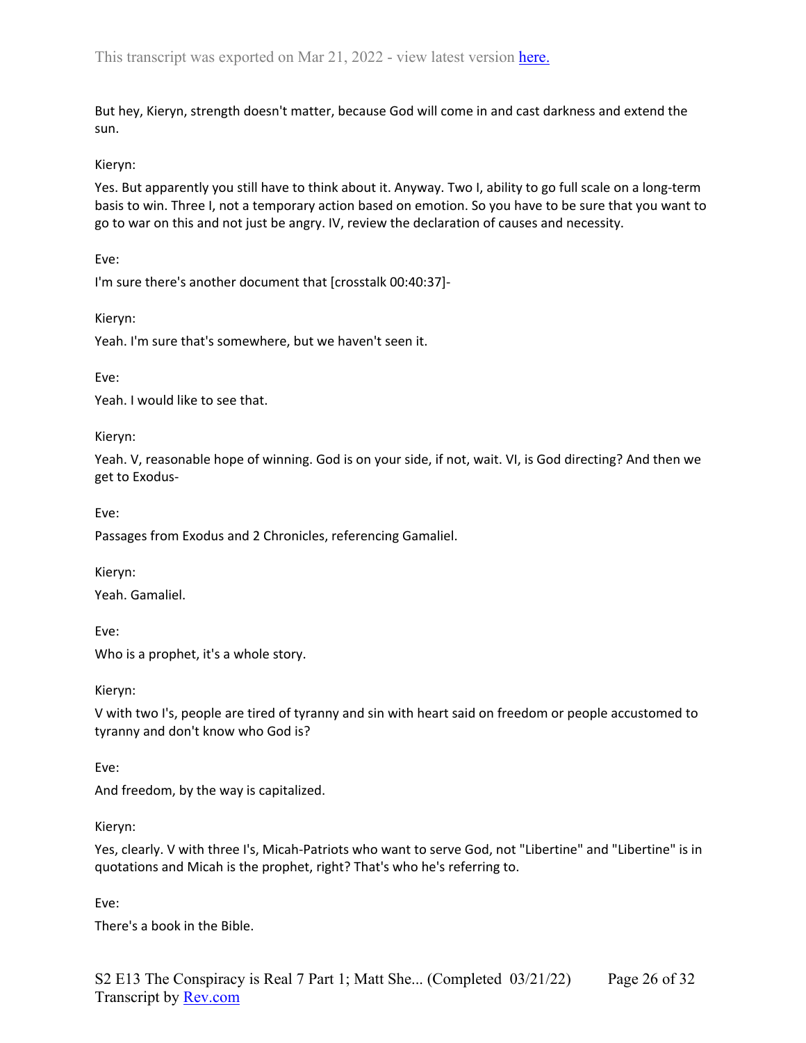But hey, Kieryn, strength doesn't matter, because God will come in and cast darkness and extend the sun.

Kieryn:

Yes. But apparently you still have to think about it. Anyway. Two I, ability to go full scale on a long-term basis to win. Three I, not a temporary action based on emotion. So you have to be sure that you want to go to war on this and not just be angry. IV, review the declaration of causes and necessity.

Eve:

I'm sure there's another document that [crosstalk 00:40:37]-

Kieryn:

Yeah. I'm sure that's somewhere, but we haven't seen it.

Eve:

Yeah. I would like to see that.

Kieryn:

Yeah. V, reasonable hope of winning. God is on your side, if not, wait. VI, is God directing? And then we get to Exodus-

Eve:

Passages from Exodus and 2 Chronicles, referencing Gamaliel.

Kieryn:

Yeah. Gamaliel.

Eve:

Who is a prophet, it's a whole story.

Kieryn:

V with two I's, people are tired of tyranny and sin with heart said on freedom or people accustomed to tyranny and don't know who God is?

Eve:

And freedom, by the way is capitalized.

Kieryn:

Yes, clearly. V with three I's, Micah-Patriots who want to serve God, not "Libertine" and "Libertine" is in quotations and Micah is the prophet, right? That's who he's referring to.

Eve:

There's a book in the Bible.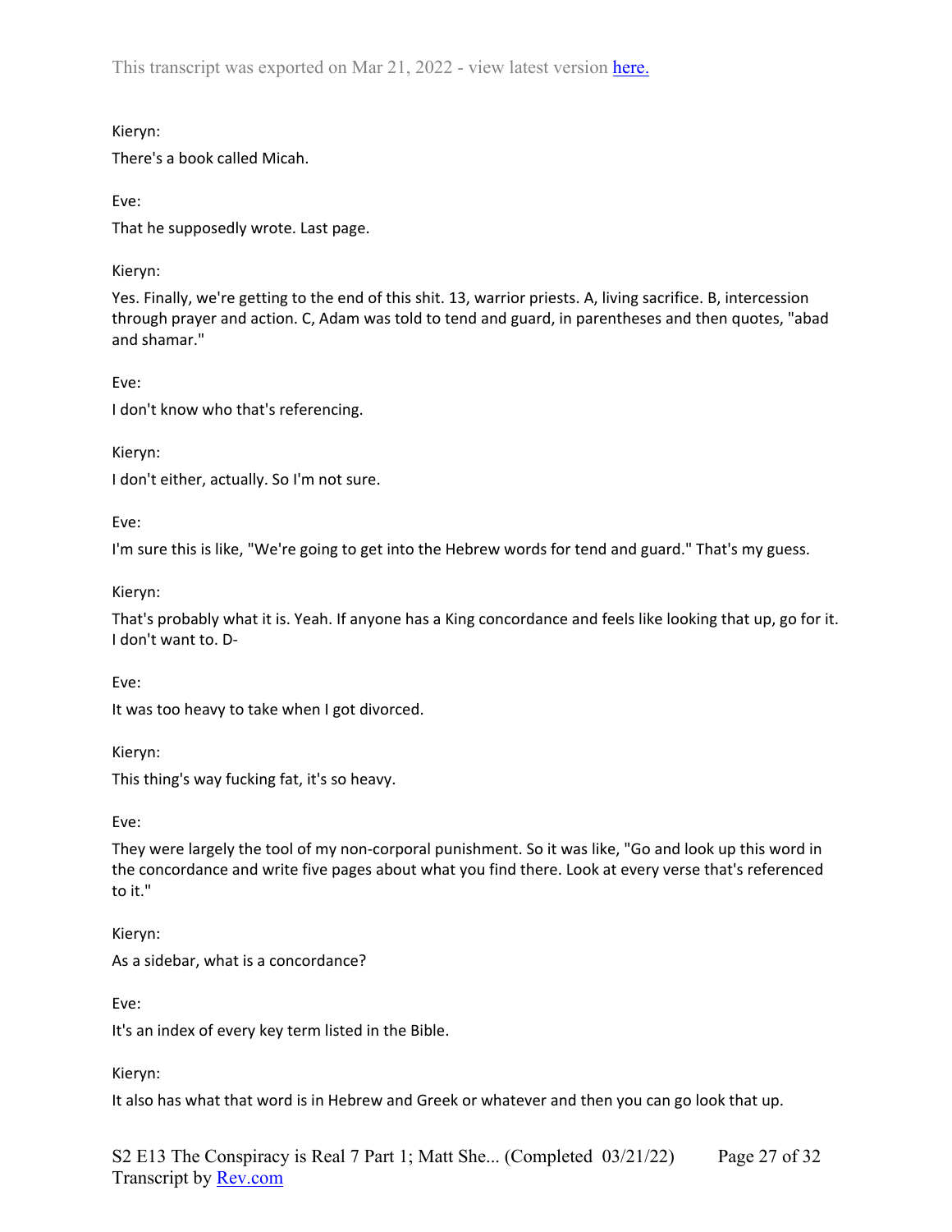Kieryn:

There's a book called Micah.

Eve:

That he supposedly wrote. Last page.

Kieryn:

Yes. Finally, we're getting to the end of this shit. 13, warrior priests. A, living sacrifice. B, intercession through prayer and action. C, Adam was told to tend and guard, in parentheses and then quotes, "abad and shamar."

Eve:

I don't know who that's referencing.

Kieryn:

I don't either, actually. So I'm not sure.

Eve:

I'm sure this is like, "We're going to get into the Hebrew words for tend and guard." That's my guess.

Kieryn:

That's probably what it is. Yeah. If anyone has a King concordance and feels like looking that up, go for it. I don't want to. D-

Eve:

It was too heavy to take when I got divorced.

Kieryn:

This thing's way fucking fat, it's so heavy.

Eve:

They were largely the tool of my non-corporal punishment. So it was like, "Go and look up this word in the concordance and write five pages about what you find there. Look at every verse that's referenced to it."

Kieryn:

As a sidebar, what is a concordance?

Eve:

It's an index of every key term listed in the Bible.

Kieryn:

It also has what that word is in Hebrew and Greek or whatever and then you can go look that up.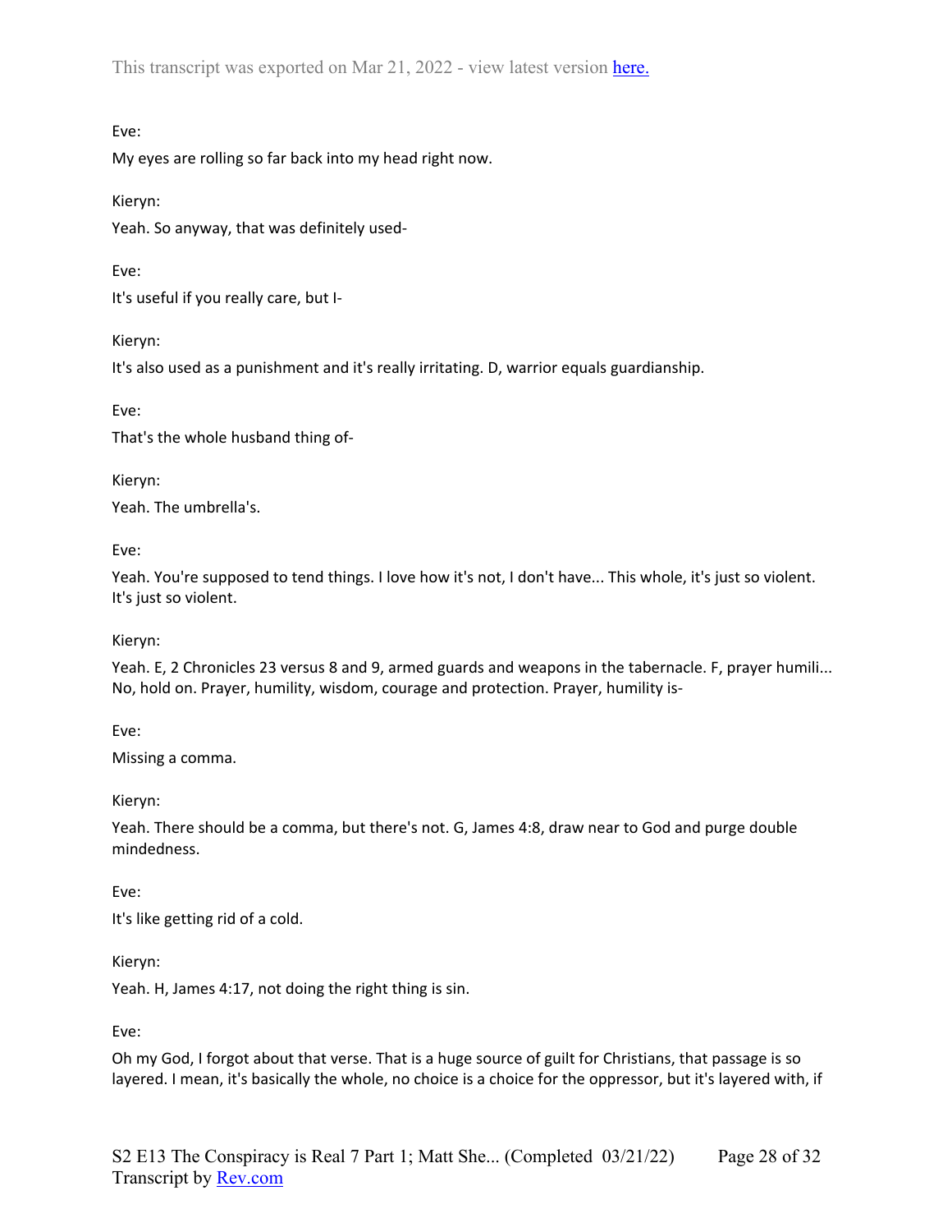Eve:

My eyes are rolling so far back into my head right now.

Kieryn:

Yeah. So anyway, that was definitely used-

Eve:

It's useful if you really care, but I-

Kieryn:

It's also used as a punishment and it's really irritating. D, warrior equals guardianship.

Eve:

That's the whole husband thing of-

Kieryn:

Yeah. The umbrella's.

Eve:

Yeah. You're supposed to tend things. I love how it's not, I don't have... This whole, it's just so violent. It's just so violent.

Kieryn:

Yeah. E, 2 Chronicles 23 versus 8 and 9, armed guards and weapons in the tabernacle. F, prayer humili... No, hold on. Prayer, humility, wisdom, courage and protection. Prayer, humility is-

Eve:

Missing a comma.

Kieryn:

Yeah. There should be a comma, but there's not. G, James 4:8, draw near to God and purge double mindedness.

Eve:

It's like getting rid of a cold.

Kieryn:

Yeah. H, James 4:17, not doing the right thing is sin.

Eve:

Oh my God, I forgot about that verse. That is a huge source of guilt for Christians, that passage is so layered. I mean, it's basically the whole, no choice is a choice for the oppressor, but it's layered with, if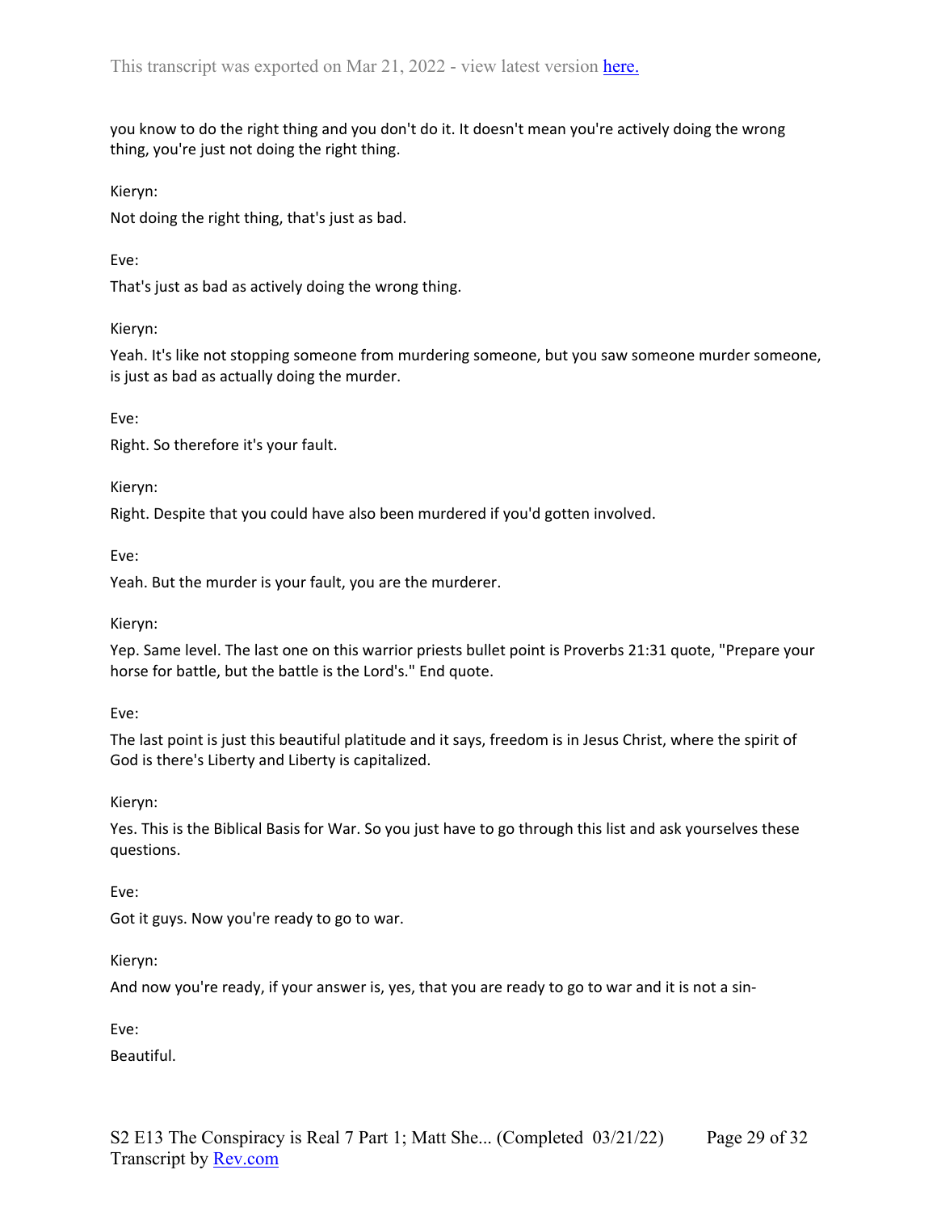you know to do the right thing and you don't do it. It doesn't mean you're actively doing the wrong thing, you're just not doing the right thing.

Kieryn:

Not doing the right thing, that's just as bad.

Eve:

That's just as bad as actively doing the wrong thing.

Kieryn:

Yeah. It's like not stopping someone from murdering someone, but you saw someone murder someone, is just as bad as actually doing the murder.

Eve:

Right. So therefore it's your fault.

Kieryn:

Right. Despite that you could have also been murdered if you'd gotten involved.

Eve:

Yeah. But the murder is your fault, you are the murderer.

Kieryn:

Yep. Same level. The last one on this warrior priests bullet point is Proverbs 21:31 quote, "Prepare your horse for battle, but the battle is the Lord's." End quote.

Eve:

The last point is just this beautiful platitude and it says, freedom is in Jesus Christ, where the spirit of God is there's Liberty and Liberty is capitalized.

Kieryn:

Yes. This is the Biblical Basis for War. So you just have to go through this list and ask yourselves these questions.

Eve:

Got it guys. Now you're ready to go to war.

Kieryn:

And now you're ready, if your answer is, yes, that you are ready to go to war and it is not a sin-

Eve:

Beautiful.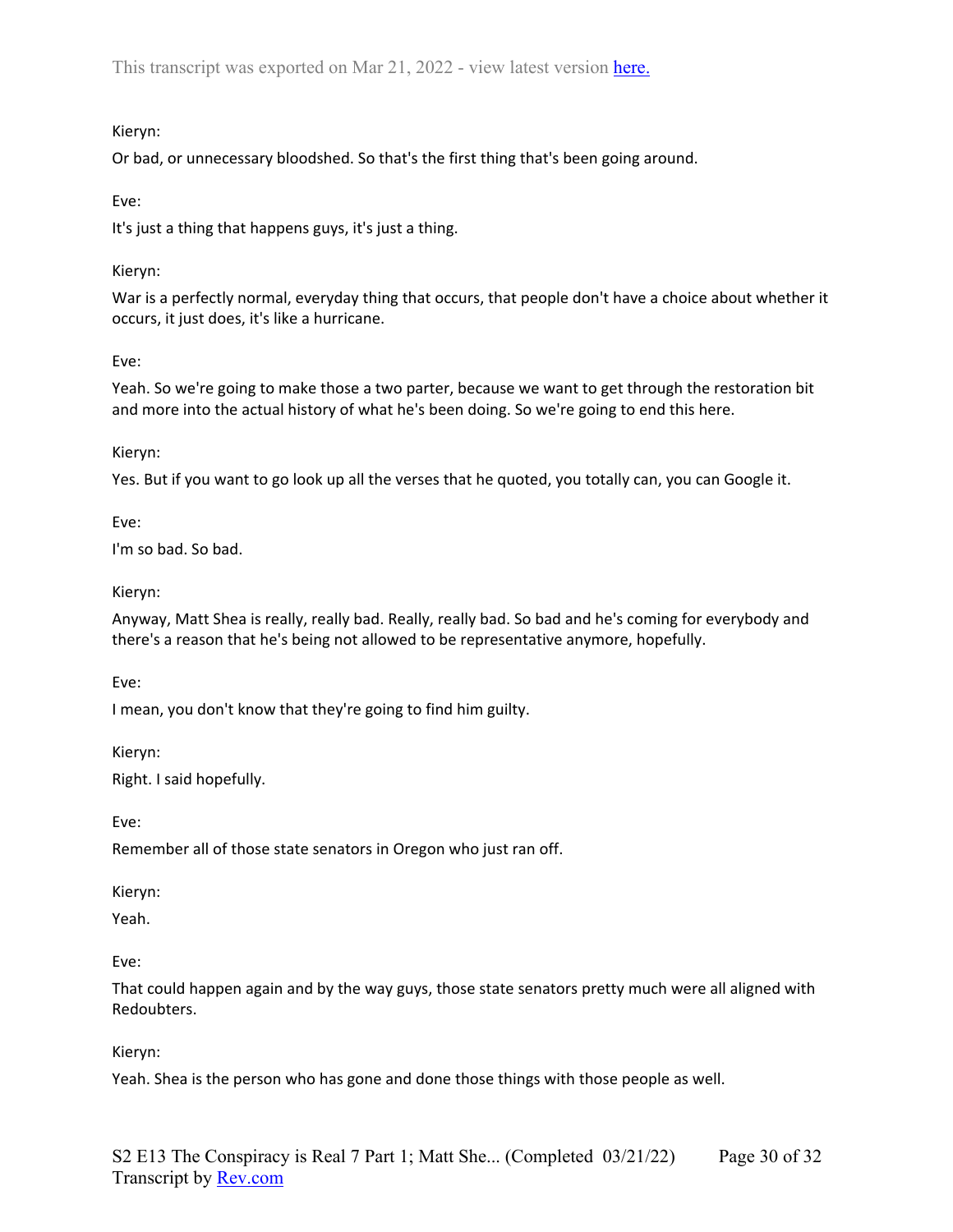Kieryn:

Or bad, or unnecessary bloodshed. So that's the first thing that's been going around.

Eve:

It's just a thing that happens guys, it's just a thing.

Kieryn:

War is a perfectly normal, everyday thing that occurs, that people don't have a choice about whether it occurs, it just does, it's like a hurricane.

Eve:

Yeah. So we're going to make those a two parter, because we want to get through the restoration bit and more into the actual history of what he's been doing. So we're going to end this here.

Kieryn:

Yes. But if you want to go look up all the verses that he quoted, you totally can, you can Google it.

Eve:

I'm so bad. So bad.

Kieryn:

Anyway, Matt Shea is really, really bad. Really, really bad. So bad and he's coming for everybody and there's a reason that he's being not allowed to be representative anymore, hopefully.

Eve:

I mean, you don't know that they're going to find him guilty.

Kieryn:

Right. I said hopefully.

Eve:

Remember all of those state senators in Oregon who just ran off.

Kieryn:

Yeah.

Eve:

That could happen again and by the way guys, those state senators pretty much were all aligned with Redoubters.

Kieryn:

Yeah. Shea is the person who has gone and done those things with those people as well.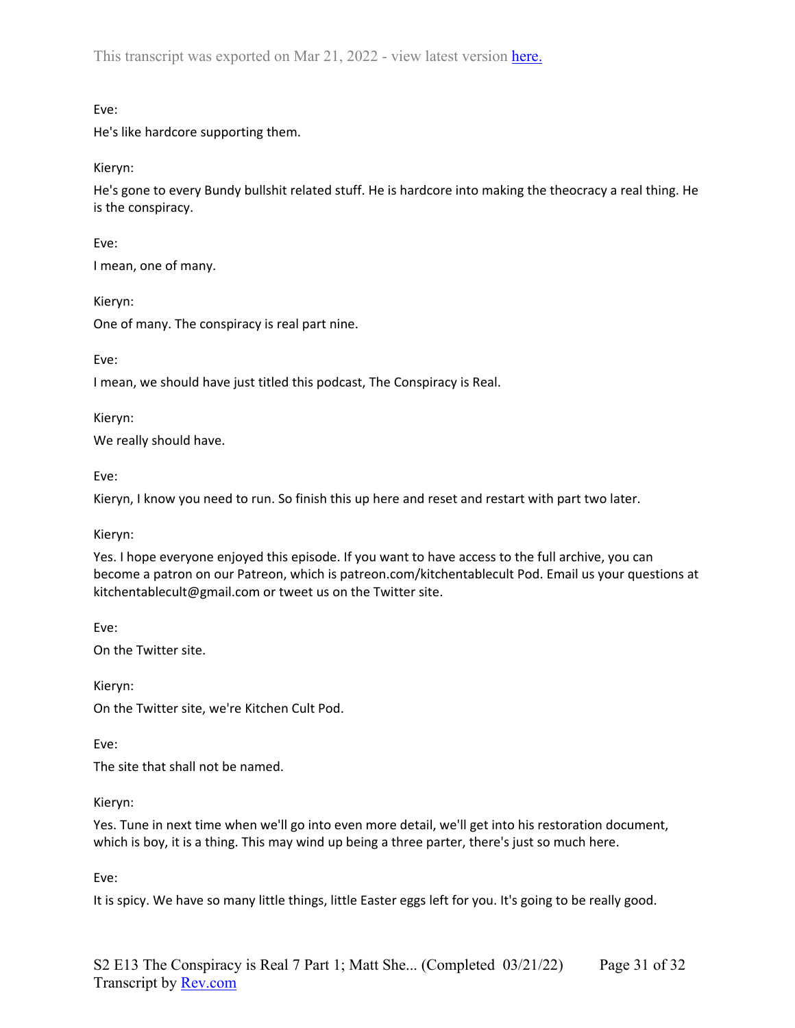Eve:

He's like hardcore supporting them.

Kieryn:

He's gone to every Bundy bullshit related stuff. He is hardcore into making the theocracy a real thing. He is the conspiracy.

Eve:

I mean, one of many.

Kieryn:

One of many. The conspiracy is real part nine.

Eve:

I mean, we should have just titled this podcast, The Conspiracy is Real.

Kieryn:

We really should have.

Eve:

Kieryn, I know you need to run. So finish this up here and reset and restart with part two later.

Kieryn:

Yes. I hope everyone enjoyed this episode. If you want to have access to the full archive, you can become a patron on our Patreon, which is patreon.com/kitchentablecult Pod. Email us your questions at kitchentablecult@gmail.com or tweet us on the Twitter site.

Eve:

On the Twitter site.

Kieryn:

On the Twitter site, we're Kitchen Cult Pod.

Eve:

The site that shall not be named.

Kieryn:

Yes. Tune in next time when we'll go into even more detail, we'll get into his restoration document, which is boy, it is a thing. This may wind up being a three parter, there's just so much here.

Eve:

It is spicy. We have so many little things, little Easter eggs left for you. It's going to be really good.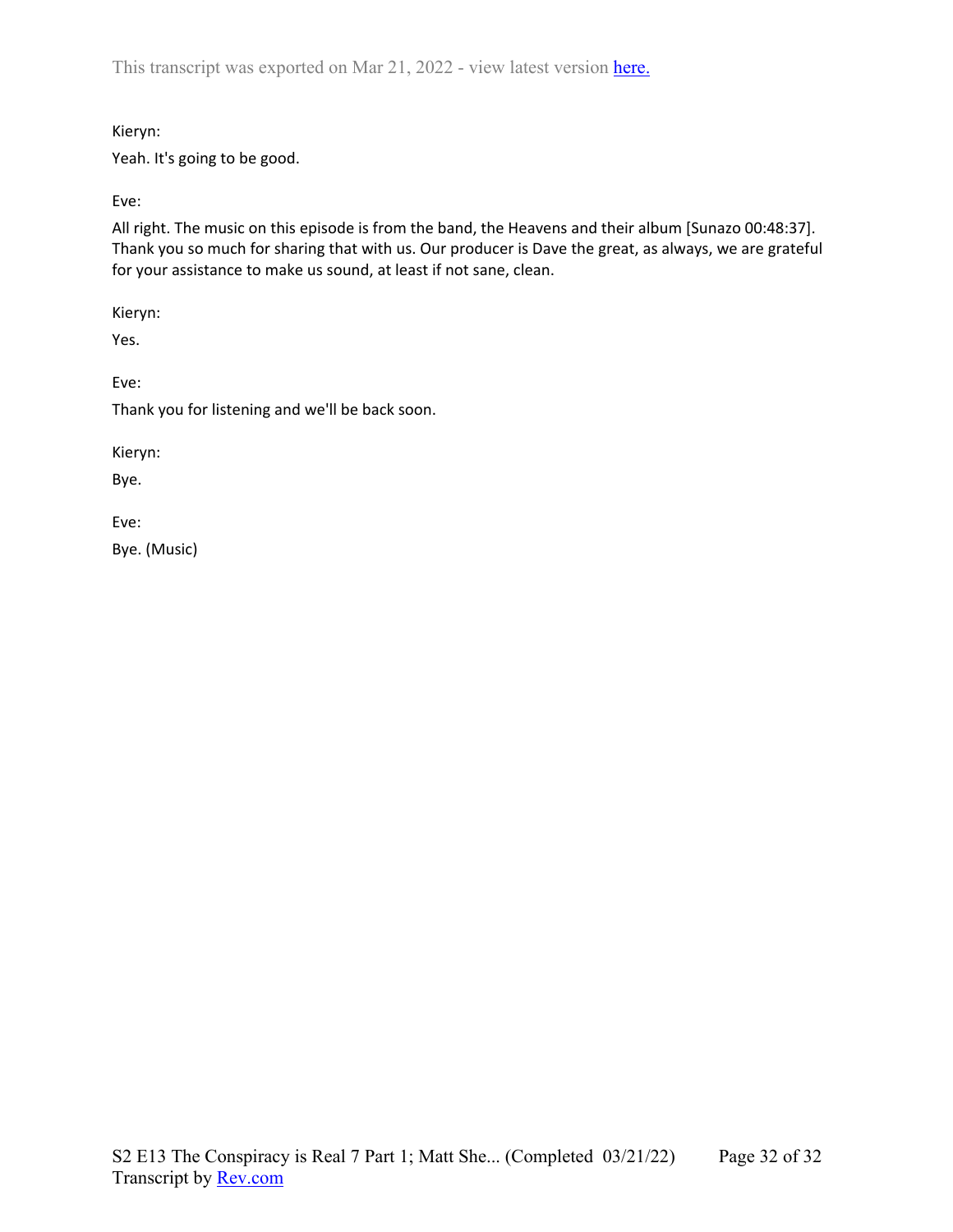Kieryn:

Yeah. It's going to be good.

Eve:

All right. The music on this episode is from the band, the Heavens and their album [Sunazo 00:48:37]. Thank you so much for sharing that with us. Our producer is Dave the great, as always, we are grateful for your assistance to make us sound, at least if not sane, clean.

Kieryn:

Yes.

Eve:

Thank you for listening and we'll be back soon.

Kieryn:

Bye.

Eve:

Bye. (Music)